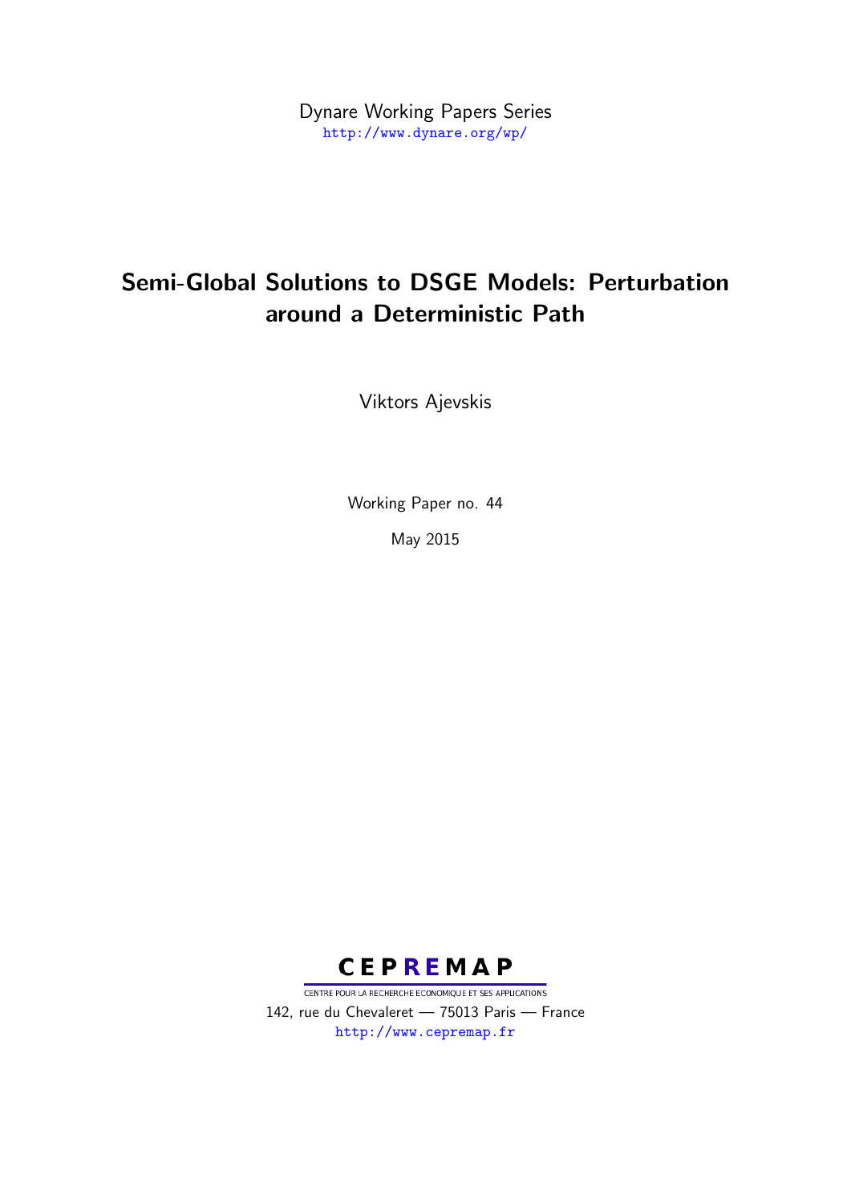Dynare Working Papers Series
http://www.dynare.org/wp/

# Semi-Global Solutions to DSGE Models: Perturbation around a Deterministic Path

Viktors Ajevskis

Working Paper no. 44

May 2015

CEPREMAP

CENTRE POUR LA RECHERCHE ECONOMIQUE ET SES APPLICATIONS

142, rue du Chevaleret — 75013 Paris — France

http://www.cepremap.fr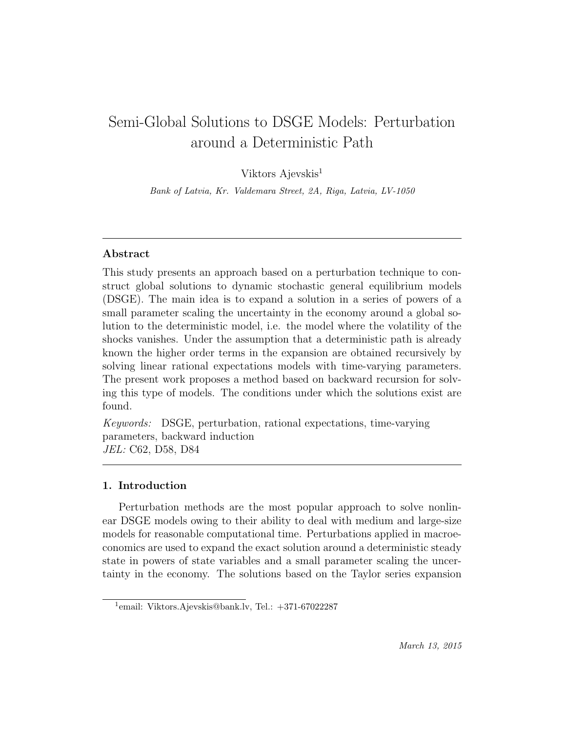# Semi-Global Solutions to DSGE Models: Perturbation around a Deterministic Path

Viktors Ajevskis[1]

*Bank of Latvia, Kr. Valdemara Street, 2A, Riga, Latvia, LV-1050*

---

## Abstract

This study presents an approach based on a perturbation technique to construct global solutions to dynamic stochastic general equilibrium models (DSGE). The main idea is to expand a solution in a series of powers of a small parameter scaling the uncertainty in the economy around a global solution to the deterministic model, i.e. the model where the volatility of the shocks vanishes. Under the assumption that a deterministic path is already known the higher order terms in the expansion are obtained recursively by solving linear rational expectations models with time-varying parameters. The present work proposes a method based on backward recursion for solving this type of models. The conditions under which the solutions exist are found.

*Keywords:* DSGE, perturbation, rational expectations, time-varying parameters, backward induction
*JEL:* C62, D58, D84

---

## 1. Introduction

Perturbation methods are the most popular approach to solve nonlinear DSGE models owing to their ability to deal with medium and large-size models for reasonable computational time. Perturbations applied in macroeconomics are used to expand the exact solution around a deterministic steady state in powers of state variables and a small parameter scaling the uncertainty in the economy. The solutions based on the Taylor series expansion

[1] email: Viktors.Ajevskis@bank.lv, Tel.: +371-67022287

*March 13, 2015*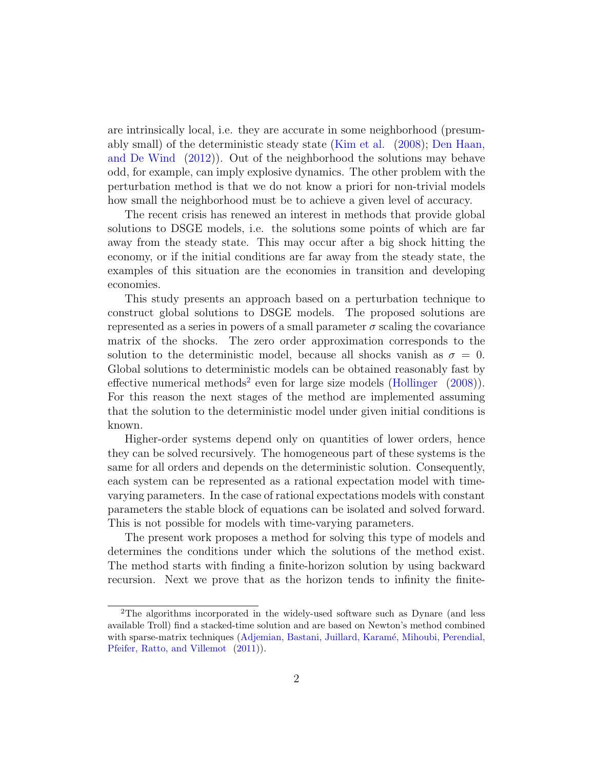are intrinsically local, i.e. they are accurate in some neighborhood (presumably small) of the deterministic steady state (Kim et al. (2008); Den Haan, and De Wind (2012)). Out of the neighborhood the solutions may behave odd, for example, can imply explosive dynamics. The other problem with the perturbation method is that we do not know a priori for non-trivial models how small the neighborhood must be to achieve a given level of accuracy.

The recent crisis has renewed an interest in methods that provide global solutions to DSGE models, i.e. the solutions some points of which are far away from the steady state. This may occur after a big shock hitting the economy, or if the initial conditions are far away from the steady state, the examples of this situation are the economies in transition and developing economies.

This study presents an approach based on a perturbation technique to construct global solutions to DSGE models. The proposed solutions are represented as a series in powers of a small parameter $\sigma$ scaling the covariance matrix of the shocks. The zero order approximation corresponds to the solution to the deterministic model, because all shocks vanish as $\sigma = 0$. Global solutions to deterministic models can be obtained reasonably fast by effective numerical methods[2] even for large size models (Hollinger (2008)). For this reason the next stages of the method are implemented assuming that the solution to the deterministic model under given initial conditions is known.

Higher-order systems depend only on quantities of lower orders, hence they can be solved recursively. The homogeneous part of these systems is the same for all orders and depends on the deterministic solution. Consequently, each system can be represented as a rational expectation model with time-varying parameters. In the case of rational expectations models with constant parameters the stable block of equations can be isolated and solved forward. This is not possible for models with time-varying parameters.

The present work proposes a method for solving this type of models and determines the conditions under which the solutions of the method exist. The method starts with finding a finite-horizon solution by using backward recursion. Next we prove that as the horizon tends to infinity the finite-

[2]The algorithms incorporated in the widely-used software such as Dynare (and less available Troll) find a stacked-time solution and are based on Newton's method combined with sparse-matrix techniques (Adjemian, Bastani, Juillard, Karamé, Mihoubi, Perendial, Pfeifer, Ratto, and Villemot (2011)).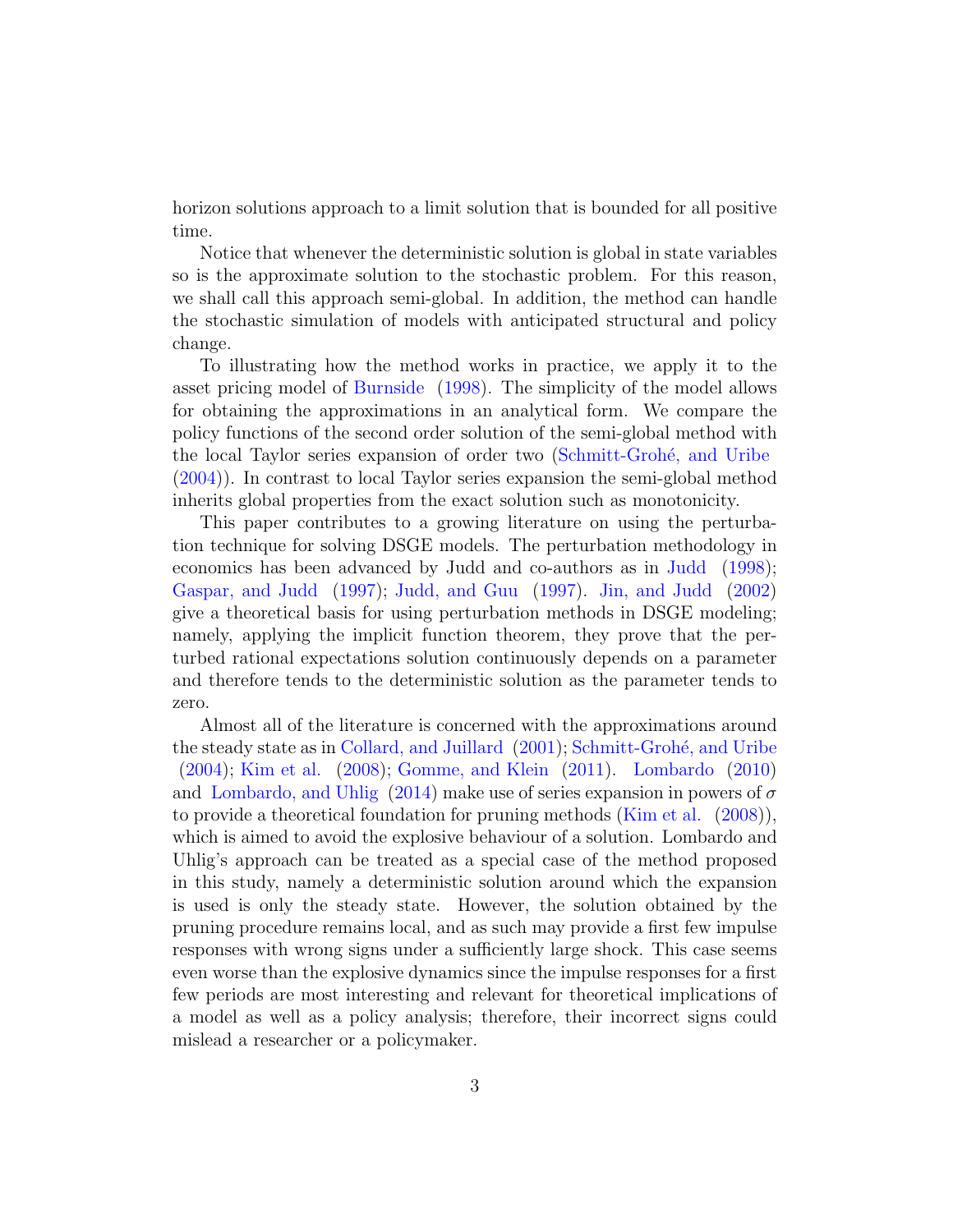horizon solutions approach to a limit solution that is bounded for all positive time.

Notice that whenever the deterministic solution is global in state variables so is the approximate solution to the stochastic problem. For this reason, we shall call this approach semi-global. In addition, the method can handle the stochastic simulation of models with anticipated structural and policy change.

To illustrating how the method works in practice, we apply it to the asset pricing model of Burnside (1998). The simplicity of the model allows for obtaining the approximations in an analytical form. We compare the policy functions of the second order solution of the semi-global method with the local Taylor series expansion of order two (Schmitt-Grohé, and Uribe (2004)). In contrast to local Taylor series expansion the semi-global method inherits global properties from the exact solution such as monotonicity.

This paper contributes to a growing literature on using the perturbation technique for solving DSGE models. The perturbation methodology in economics has been advanced by Judd and co-authors as in Judd (1998); Gaspar, and Judd (1997); Judd, and Guu (1997). Jin, and Judd (2002) give a theoretical basis for using perturbation methods in DSGE modeling; namely, applying the implicit function theorem, they prove that the perturbed rational expectations solution continuously depends on a parameter and therefore tends to the deterministic solution as the parameter tends to zero.

Almost all of the literature is concerned with the approximations around the steady state as in Collard, and Juillard (2001); Schmitt-Grohé, and Uribe (2004); Kim et al. (2008); Gomme, and Klein (2011). Lombardo (2010) and Lombardo, and Uhlig (2014) make use of series expansion in powers of $\sigma$ to provide a theoretical foundation for pruning methods (Kim et al. (2008)), which is aimed to avoid the explosive behaviour of a solution. Lombardo and Uhlig's approach can be treated as a special case of the method proposed in this study, namely a deterministic solution around which the expansion is used is only the steady state. However, the solution obtained by the pruning procedure remains local, and as such may provide a first few impulse responses with wrong signs under a sufficiently large shock. This case seems even worse than the explosive dynamics since the impulse responses for a first few periods are most interesting and relevant for theoretical implications of a model as well as a policy analysis; therefore, their incorrect signs could mislead a researcher or a policymaker.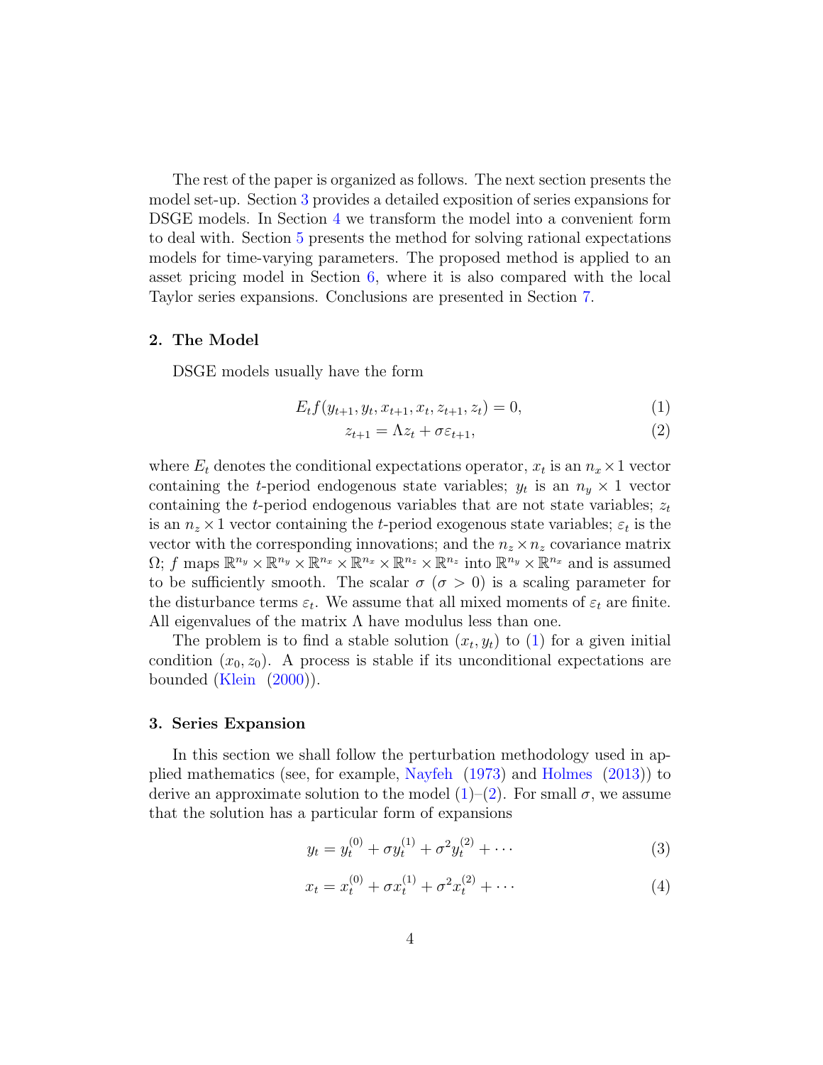The rest of the paper is organized as follows. The next section presents the model set-up. Section 3 provides a detailed exposition of series expansions for DSGE models. In Section 4 we transform the model into a convenient form to deal with. Section 5 presents the method for solving rational expectations models for time-varying parameters. The proposed method is applied to an asset pricing model in Section 6, where it is also compared with the local Taylor series expansions. Conclusions are presented in Section 7.

## 2. The Model

DSGE models usually have the form

$$E_t f(y_{t+1}, y_t, x_{t+1}, x_t, z_{t+1}, z_t) = 0, \tag{1}$$

$$z_{t+1} = \Lambda z_t + \sigma \varepsilon_{t+1}, \tag{2}$$

where $E_t$ denotes the conditional expectations operator, $x_t$ is an $n_x \times 1$ vector containing the $t$-period endogenous state variables; $y_t$ is an $n_y \times 1$ vector containing the $t$-period endogenous variables that are not state variables; $z_t$ is an $n_z \times 1$ vector containing the $t$-period exogenous state variables; $\varepsilon_t$ is the vector with the corresponding innovations; and the $n_z \times n_z$ covariance matrix $\Omega$; $f$ maps $\mathbb{R}^{n_y} \times \mathbb{R}^{n_y} \times \mathbb{R}^{n_x} \times \mathbb{R}^{n_x} \times \mathbb{R}^{n_z} \times \mathbb{R}^{n_z}$ into $\mathbb{R}^{n_y} \times \mathbb{R}^{n_x}$ and is assumed to be sufficiently smooth. The scalar $\sigma$ ($\sigma > 0$) is a scaling parameter for the disturbance terms $\varepsilon_t$. We assume that all mixed moments of $\varepsilon_t$ are finite. All eigenvalues of the matrix $\Lambda$ have modulus less than one.

The problem is to find a stable solution $(x_t, y_t)$ to (1) for a given initial condition $(x_0, z_0)$. A process is stable if its unconditional expectations are bounded (Klein (2000)).

## 3. Series Expansion

In this section we shall follow the perturbation methodology used in applied mathematics (see, for example, Nayfeh (1973) and Holmes (2013)) to derive an approximate solution to the model (1)–(2). For small $\sigma$, we assume that the solution has a particular form of expansions

$$y_t = y_t^{(0)} + \sigma y_t^{(1)} + \sigma^2 y_t^{(2)} + \cdots \tag{3}$$

$$x_t = x_t^{(0)} + \sigma x_t^{(1)} + \sigma^2 x_t^{(2)} + \cdots \tag{4}$$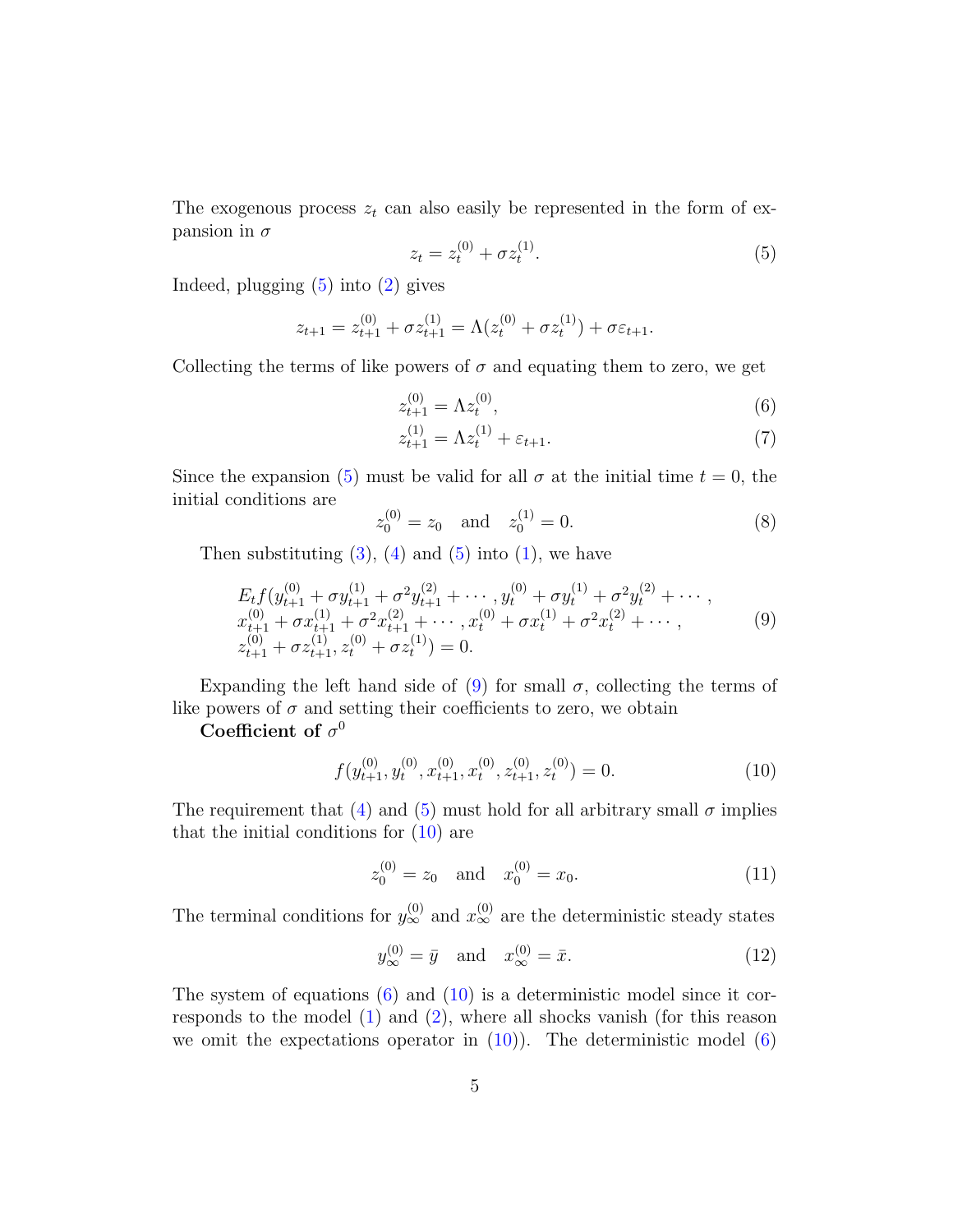The exogenous process $z_t$ can also easily be represented in the form of expansion in $\sigma$

$$z_t = z_t^{(0)} + \sigma z_t^{(1)}. \tag{5}$$

Indeed, plugging (5) into (2) gives

$$z_{t+1} = z_{t+1}^{(0)} + \sigma z_{t+1}^{(1)} = \Lambda(z_t^{(0)} + \sigma z_t^{(1)}) + \sigma \varepsilon_{t+1}.$$

Collecting the terms of like powers of $\sigma$ and equating them to zero, we get

$$z_{t+1}^{(0)} = \Lambda z_t^{(0)}, \tag{6}$$

$$z_{t+1}^{(1)} = \Lambda z_t^{(1)} + \varepsilon_{t+1}. \tag{7}$$

Since the expansion (5) must be valid for all $\sigma$ at the initial time $t = 0$, the initial conditions are

$$z_0^{(0)} = z_0 \quad \text{and} \quad z_0^{(1)} = 0. \tag{8}$$

Then substituting (3), (4) and (5) into (1), we have

$$\begin{aligned} &E_t f(y_{t+1}^{(0)} + \sigma y_{t+1}^{(1)} + \sigma^2 y_{t+1}^{(2)} + \cdots, y_t^{(0)} + \sigma y_t^{(1)} + \sigma^2 y_t^{(2)} + \cdots, \\ &x_{t+1}^{(0)} + \sigma x_{t+1}^{(1)} + \sigma^2 x_{t+1}^{(2)} + \cdots, x_t^{(0)} + \sigma x_t^{(1)} + \sigma^2 x_t^{(2)} + \cdots, \\ &z_{t+1}^{(0)} + \sigma z_{t+1}^{(1)}, z_t^{(0)} + \sigma z_t^{(1)}) = 0. \end{aligned} \tag{9}$$

Expanding the left hand side of (9) for small $\sigma$, collecting the terms of like powers of $\sigma$ and setting their coefficients to zero, we obtain

**Coefficient of $\sigma^0$**

$$f(y_{t+1}^{(0)}, y_t^{(0)}, x_{t+1}^{(0)}, x_t^{(0)}, z_{t+1}^{(0)}, z_t^{(0)}) = 0. \tag{10}$$

The requirement that (4) and (5) must hold for all arbitrary small $\sigma$ implies that the initial conditions for (10) are

$$z_0^{(0)} = z_0 \quad \text{and} \quad x_0^{(0)} = x_0. \tag{11}$$

The terminal conditions for $y_\infty^{(0)}$ and $x_\infty^{(0)}$ are the deterministic steady states

$$y_\infty^{(0)} = \bar{y} \quad \text{and} \quad x_\infty^{(0)} = \bar{x}. \tag{12}$$

The system of equations (6) and (10) is a deterministic model since it corresponds to the model (1) and (2), where all shocks vanish (for this reason we omit the expectations operator in (10)). The deterministic model (6)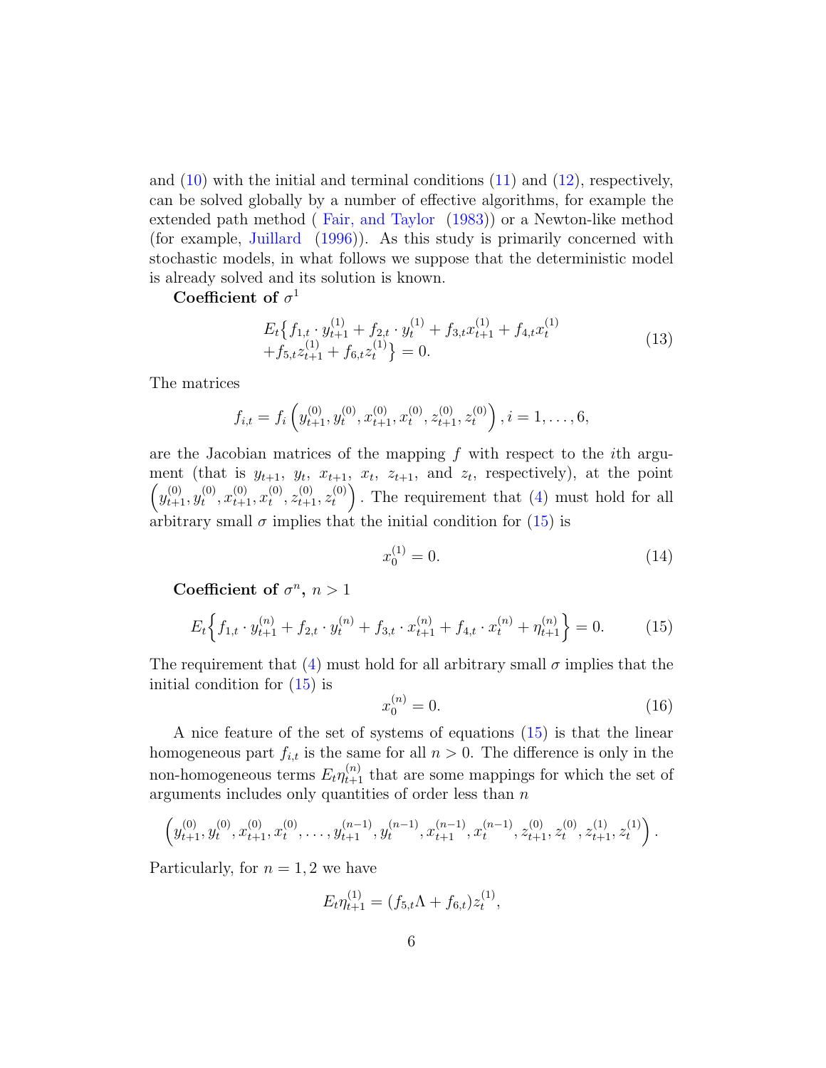and (10) with the initial and terminal conditions (11) and (12), respectively, can be solved globally by a number of effective algorithms, for example the extended path method ( Fair, and Taylor (1983)) or a Newton-like method (for example, Juillard (1996)). As this study is primarily concerned with stochastic models, in what follows we suppose that the deterministic model is already solved and its solution is known.

**Coefficient of $\sigma^1$**

$$E_t\big\{f_{1,t}\cdot y_{t+1}^{(1)} + f_{2,t}\cdot y_t^{(1)} + f_{3,t}x_{t+1}^{(1)} + f_{4,t}x_t^{(1)} + f_{5,t}z_{t+1}^{(1)} + f_{6,t}z_t^{(1)}\big\} = 0. \tag{13}$$

The matrices

$$f_{i,t} = f_i\left(y_{t+1}^{(0)}, y_t^{(0)}, x_{t+1}^{(0)}, x_t^{(0)}, z_{t+1}^{(0)}, z_t^{(0)}\right), i = 1, \ldots, 6,$$

are the Jacobian matrices of the mapping $f$ with respect to the $i$th argument (that is $y_{t+1}$, $y_t$, $x_{t+1}$, $x_t$, $z_{t+1}$, and $z_t$, respectively), at the point $\left(y_{t+1}^{(0)}, y_t^{(0)}, x_{t+1}^{(0)}, x_t^{(0)}, z_{t+1}^{(0)}, z_t^{(0)}\right)$. The requirement that (4) must hold for all arbitrary small $\sigma$ implies that the initial condition for (15) is

$$x_0^{(1)} = 0. \tag{14}$$

**Coefficient of $\sigma^n$, $n > 1$**

$$E_t\Big\{f_{1,t}\cdot y_{t+1}^{(n)} + f_{2,t}\cdot y_t^{(n)} + f_{3,t}\cdot x_{t+1}^{(n)} + f_{4,t}\cdot x_t^{(n)} + \eta_{t+1}^{(n)}\Big\} = 0. \tag{15}$$

The requirement that (4) must hold for all arbitrary small $\sigma$ implies that the initial condition for (15) is

$$x_0^{(n)} = 0. \tag{16}$$

A nice feature of the set of systems of equations (15) is that the linear homogeneous part $f_{i,t}$ is the same for all $n > 0$. The difference is only in the non-homogeneous terms $E_t\eta_{t+1}^{(n)}$ that are some mappings for which the set of arguments includes only quantities of order less than $n$

$$\left(y_{t+1}^{(0)}, y_t^{(0)}, x_{t+1}^{(0)}, x_t^{(0)}, \ldots, y_{t+1}^{(n-1)}, y_t^{(n-1)}, x_{t+1}^{(n-1)}, x_t^{(n-1)}, z_{t+1}^{(0)}, z_t^{(0)}, z_{t+1}^{(1)}, z_t^{(1)}\right).$$

Particularly, for $n = 1, 2$ we have

$$E_t\eta_{t+1}^{(1)} = (f_{5,t}\Lambda + f_{6,t})z_t^{(1)},$$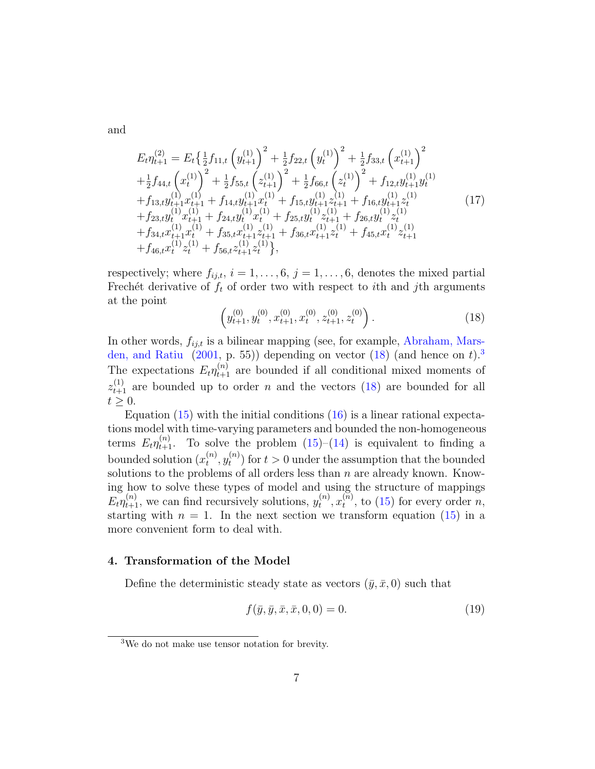and

$$
\begin{aligned}
E_t\eta_{t+1}^{(2)} = E_t\Big\{ & \tfrac{1}{2} f_{11,t}\left(y_{t+1}^{(1)}\right)^2 + \tfrac{1}{2} f_{22,t}\left(y_{t}^{(1)}\right)^2 + \tfrac{1}{2} f_{33,t}\left(x_{t+1}^{(1)}\right)^2 \\
& + \tfrac{1}{2} f_{44,t}\left(x_{t}^{(1)}\right)^2 + \tfrac{1}{2} f_{55,t}\left(z_{t+1}^{(1)}\right)^2 + \tfrac{1}{2} f_{66,t}\left(z_{t}^{(1)}\right)^2 + f_{12,t} y_{t+1}^{(1)} y_t^{(1)} \\
& + f_{13,t} y_{t+1}^{(1)} x_{t+1}^{(1)} + f_{14,t} y_{t+1}^{(1)} x_t^{(1)} + f_{15,t} y_{t+1}^{(1)} z_{t+1}^{(1)} + f_{16,t} y_{t+1}^{(1)} z_t^{(1)} \\
& + f_{23,t} y_t^{(1)} x_{t+1}^{(1)} + f_{24,t} y_t^{(1)} x_t^{(1)} + f_{25,t} y_t^{(1)} z_{t+1}^{(1)} + f_{26,t} y_t^{(1)} z_t^{(1)} \\
& + f_{34,t} x_{t+1}^{(1)} x_t^{(1)} + f_{35,t} x_{t+1}^{(1)} z_{t+1}^{(1)} + f_{36,t} x_{t+1}^{(1)} z_t^{(1)} + f_{45,t} x_t^{(1)} z_{t+1}^{(1)} \\
& + f_{46,t} x_t^{(1)} z_t^{(1)} + f_{56,t} z_{t+1}^{(1)} z_t^{(1)} \Big\},
\end{aligned}
\tag{17}
$$

respectively; where $f_{ij,t}$, $i = 1, \ldots, 6$, $j = 1, \ldots, 6$, denotes the mixed partial Frechét derivative of $f_t$ of order two with respect to $i$th and $j$th arguments at the point

$$
\left(y_{t+1}^{(0)}, y_t^{(0)}, x_{t+1}^{(0)}, x_t^{(0)}, z_{t+1}^{(0)}, z_t^{(0)}\right). \tag{18}
$$

In other words, $f_{ij,t}$ is a bilinear mapping (see, for example, Abraham, Marsden, and Ratiu (2001, p. 55)) depending on vector (18) (and hence on $t$).[3] The expectations $E_t\eta_{t+1}^{(n)}$ are bounded if all conditional mixed moments of $z_{t+1}^{(1)}$ are bounded up to order $n$ and the vectors (18) are bounded for all $t \geq 0$.

Equation (15) with the initial conditions (16) is a linear rational expectations model with time-varying parameters and bounded the non-homogeneous terms $E_t\eta_{t+1}^{(n)}$. To solve the problem (15)–(14) is equivalent to finding a bounded solution $(x_t^{(n)}, y_t^{(n)})$ for $t > 0$ under the assumption that the bounded solutions to the problems of all orders less than $n$ are already known. Knowing how to solve these types of model and using the structure of mappings $E_t\eta_{t+1}^{(n)}$, we can find recursively solutions, $y_t^{(n)}, x_t^{(n)}$, to (15) for every order $n$, starting with $n = 1$. In the next section we transform equation (15) in a more convenient form to deal with.

## 4. Transformation of the Model

Define the deterministic steady state as vectors $(\bar{y}, \bar{x}, 0)$ such that

$$
f(\bar{y}, \bar{y}, \bar{x}, \bar{x}, 0, 0) = 0. \tag{19}
$$

[3] We do not make use tensor notation for brevity.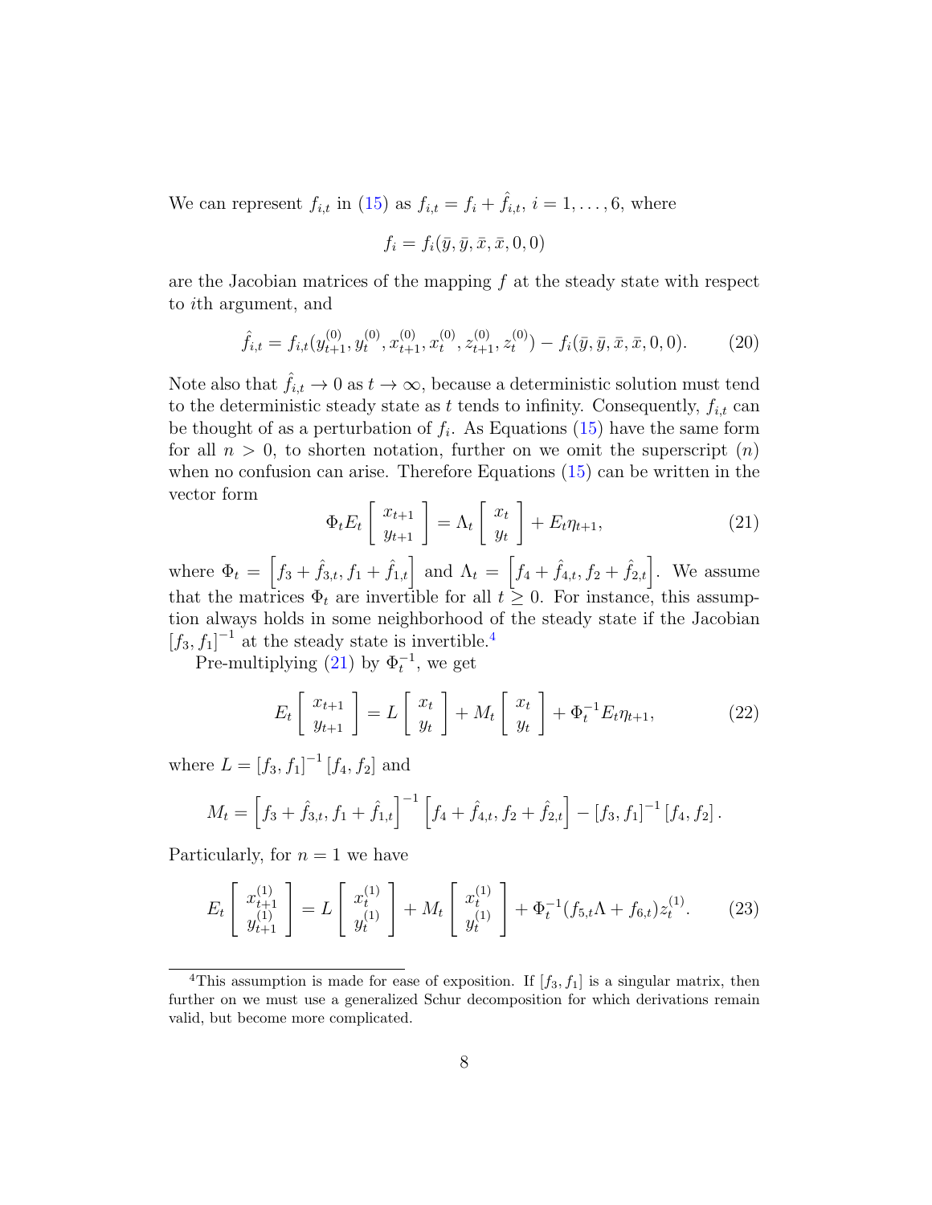We can represent $f_{i,t}$ in (15) as $f_{i,t} = f_i + \hat{f}_{i,t}$, $i = 1, \ldots, 6$, where

$$f_i = f_i(\bar{y}, \bar{y}, \bar{x}, \bar{x}, 0, 0)$$

are the Jacobian matrices of the mapping $f$ at the steady state with respect to $i$th argument, and

$$\hat{f}_{i,t} = f_{i,t}(y_{t+1}^{(0)}, y_t^{(0)}, x_{t+1}^{(0)}, x_t^{(0)}, z_{t+1}^{(0)}, z_t^{(0)}) - f_i(\bar{y}, \bar{y}, \bar{x}, \bar{x}, 0, 0). \tag{20}$$

Note also that $\hat{f}_{i,t} \to 0$ as $t \to \infty$, because a deterministic solution must tend to the deterministic steady state as $t$ tends to infinity. Consequently, $f_{i,t}$ can be thought of as a perturbation of $f_i$. As Equations (15) have the same form for all $n > 0$, to shorten notation, further on we omit the superscript $(n)$ when no confusion can arise. Therefore Equations (15) can be written in the vector form

$$\Phi_t E_t \begin{bmatrix} x_{t+1} \\ y_{t+1} \end{bmatrix} = \Lambda_t \begin{bmatrix} x_t \\ y_t \end{bmatrix} + E_t \eta_{t+1}, \tag{21}$$

where $\Phi_t = \left[ f_3 + \hat{f}_{3,t}, f_1 + \hat{f}_{1,t} \right]$ and $\Lambda_t = \left[ f_4 + \hat{f}_{4,t}, f_2 + \hat{f}_{2,t} \right]$. We assume that the matrices $\Phi_t$ are invertible for all $t \geq 0$. For instance, this assumption always holds in some neighborhood of the steady state if the Jacobian $[f_3, f_1]^{-1}$ at the steady state is invertible.[4]

Pre-multiplying (21) by $\Phi_t^{-1}$, we get

$$E_t \begin{bmatrix} x_{t+1} \\ y_{t+1} \end{bmatrix} = L \begin{bmatrix} x_t \\ y_t \end{bmatrix} + M_t \begin{bmatrix} x_t \\ y_t \end{bmatrix} + \Phi_t^{-1} E_t \eta_{t+1}, \tag{22}$$

where $L = [f_3, f_1]^{-1} [f_4, f_2]$ and

$$M_t = \left[ f_3 + \hat{f}_{3,t}, f_1 + \hat{f}_{1,t} \right]^{-1} \left[ f_4 + \hat{f}_{4,t}, f_2 + \hat{f}_{2,t} \right] - [f_3, f_1]^{-1} [f_4, f_2].$$

Particularly, for $n = 1$ we have

$$E_t \begin{bmatrix} x_{t+1}^{(1)} \\ y_{t+1}^{(1)} \end{bmatrix} = L \begin{bmatrix} x_t^{(1)} \\ y_t^{(1)} \end{bmatrix} + M_t \begin{bmatrix} x_t^{(1)} \\ y_t^{(1)} \end{bmatrix} + \Phi_t^{-1}(f_{5,t}\Lambda + f_{6,t}) z_t^{(1)}. \tag{23}$$

---

[4] This assumption is made for ease of exposition. If $[f_3, f_1]$ is a singular matrix, then further on we must use a generalized Schur decomposition for which derivations remain valid, but become more complicated.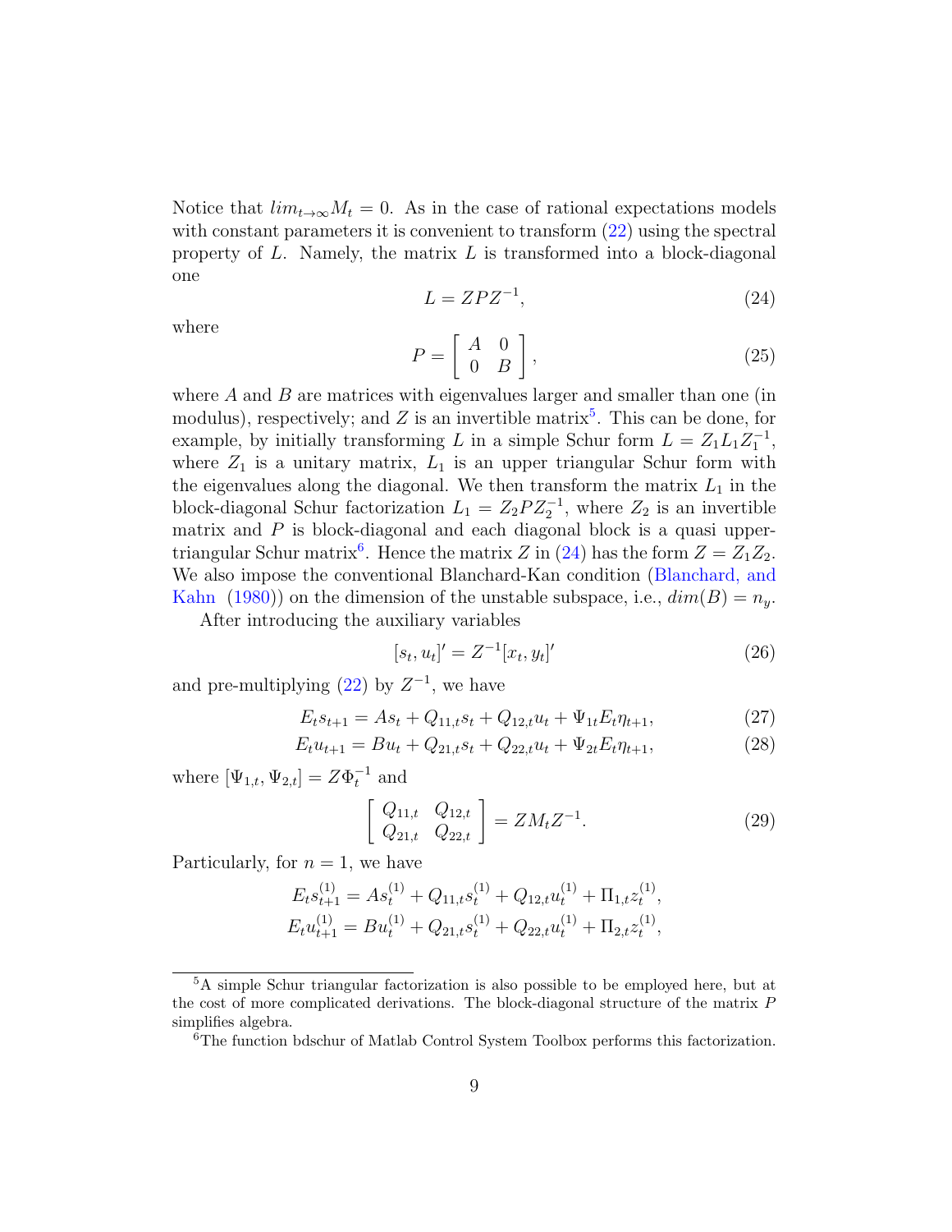Notice that $lim_{t\to\infty} M_t = 0$. As in the case of rational expectations models with constant parameters it is convenient to transform (22) using the spectral property of $L$. Namely, the matrix $L$ is transformed into a block-diagonal one

$$L = ZPZ^{-1}, \tag{24}$$

where

$$P = \begin{bmatrix} A & 0 \\ 0 & B \end{bmatrix}, \tag{25}$$

where $A$ and $B$ are matrices with eigenvalues larger and smaller than one (in modulus), respectively; and $Z$ is an invertible matrix[5]. This can be done, for example, by initially transforming $L$ in a simple Schur form $L = Z_1 L_1 Z_1^{-1}$, where $Z_1$ is a unitary matrix, $L_1$ is an upper triangular Schur form with the eigenvalues along the diagonal. We then transform the matrix $L_1$ in the block-diagonal Schur factorization $L_1 = Z_2 P Z_2^{-1}$, where $Z_2$ is an invertible matrix and $P$ is block-diagonal and each diagonal block is a quasi upper-triangular Schur matrix[6]. Hence the matrix $Z$ in (24) has the form $Z = Z_1 Z_2$. We also impose the conventional Blanchard-Kan condition (Blanchard, and Kahn (1980)) on the dimension of the unstable subspace, i.e., $dim(B) = n_y$.

After introducing the auxiliary variables

$$[s_t, u_t]' = Z^{-1}[x_t, y_t]' \tag{26}$$

and pre-multiplying (22) by $Z^{-1}$, we have

$$E_t s_{t+1} = As_t + Q_{11,t}s_t + Q_{12,t}u_t + \Psi_{1t}E_t\eta_{t+1}, \tag{27}$$

$$E_t u_{t+1} = Bu_t + Q_{21,t}s_t + Q_{22,t}u_t + \Psi_{2t}E_t\eta_{t+1}, \tag{28}$$

where $[\Psi_{1,t}, \Psi_{2,t}] = Z\Phi_t^{-1}$ and

$$\begin{bmatrix} Q_{11,t} & Q_{12,t} \\ Q_{21,t} & Q_{22,t} \end{bmatrix} = ZM_tZ^{-1}. \tag{29}$$

Particularly, for $n = 1$, we have

$$E_t s_{t+1}^{(1)} = As_t^{(1)} + Q_{11,t}s_t^{(1)} + Q_{12,t}u_t^{(1)} + \Pi_{1,t}z_t^{(1)},$$

$$E_t u_{t+1}^{(1)} = Bu_t^{(1)} + Q_{21,t}s_t^{(1)} + Q_{22,t}u_t^{(1)} + \Pi_{2,t}z_t^{(1)},$$

---

[5] A simple Schur triangular factorization is also possible to be employed here, but at the cost of more complicated derivations. The block-diagonal structure of the matrix $P$ simplifies algebra.

[6] The function bdschur of Matlab Control System Toolbox performs this factorization.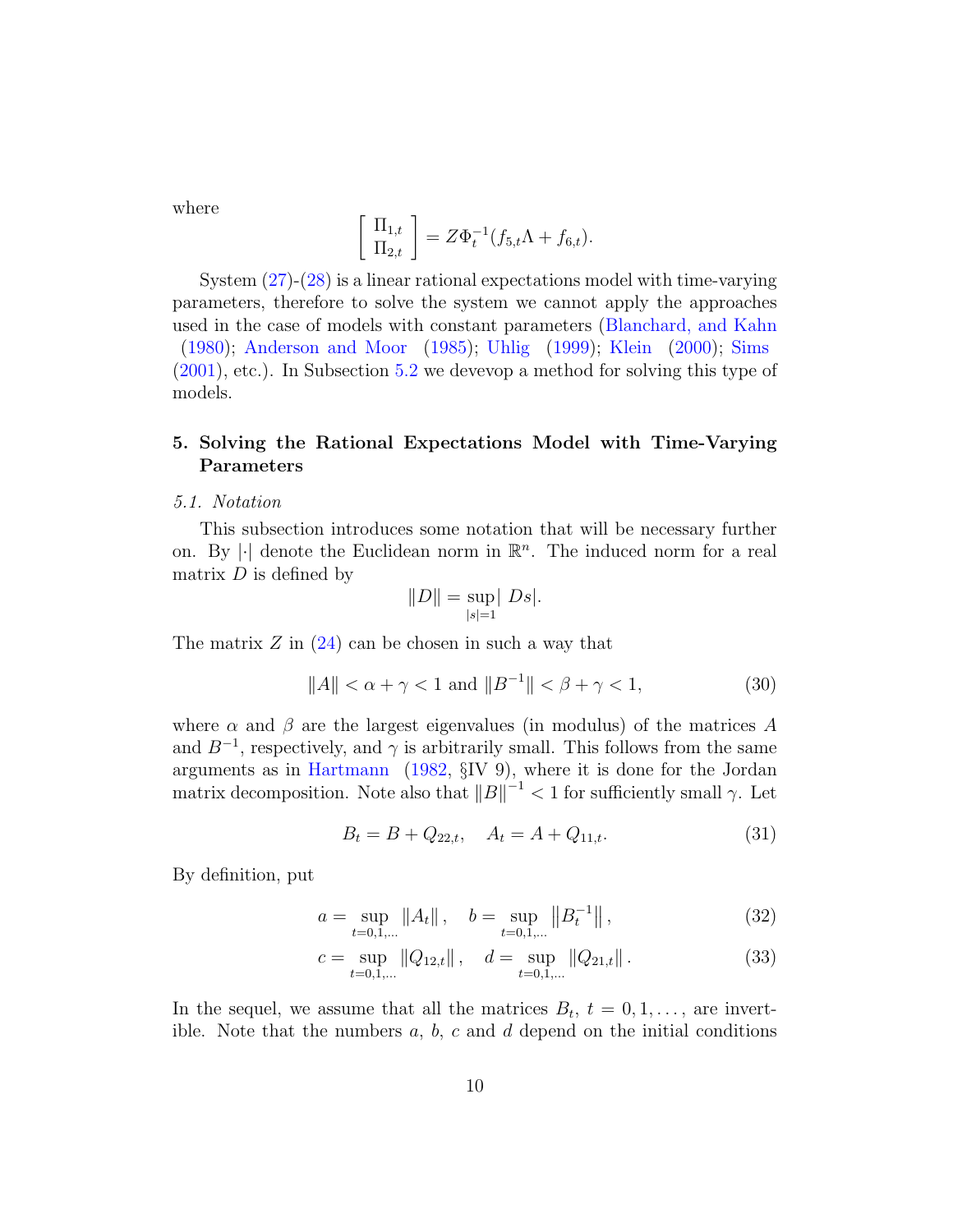where

$$\left[ \begin{array}{c} \Pi_{1,t} \\ \Pi_{2,t} \end{array} \right] = Z\Phi_t^{-1}(f_{5,t}\Lambda + f_{6,t}).$$

System (27)-(28) is a linear rational expectations model with time-varying parameters, therefore to solve the system we cannot apply the approaches used in the case of models with constant parameters (Blanchard, and Kahn (1980); Anderson and Moor (1985); Uhlig (1999); Klein (2000); Sims (2001), etc.). In Subsection 5.2 we devevop a method for solving this type of models.

## 5. Solving the Rational Expectations Model with Time-Varying Parameters

### 5.1. Notation

This subsection introduces some notation that will be necessary further on. By $|\cdot|$ denote the Euclidean norm in $\mathbb{R}^n$. The induced norm for a real matrix $D$ is defined by

$$\|D\| = \sup_{|s|=1} | Ds|.$$

The matrix $Z$ in (24) can be chosen in such a way that

$$\|A\| < \alpha + \gamma < 1 \text{ and } \|B^{-1}\| < \beta + \gamma < 1, \tag{30}$$

where $\alpha$ and $\beta$ are the largest eigenvalues (in modulus) of the matrices $A$ and $B^{-1}$, respectively, and $\gamma$ is arbitrarily small. This follows from the same arguments as in Hartmann (1982, §IV 9), where it is done for the Jordan matrix decomposition. Note also that $\|B\|^{-1} < 1$ for sufficiently small $\gamma$. Let

$$B_t = B + Q_{22,t}, \quad A_t = A + Q_{11,t}. \tag{31}$$

By definition, put

$$a = \sup_{t=0,1,\ldots} \|A_t\|, \quad b = \sup_{t=0,1,\ldots} \left\|B_t^{-1}\right\|, \tag{32}$$

$$c = \sup_{t=0,1,\ldots} \|Q_{12,t}\|, \quad d = \sup_{t=0,1,\ldots} \|Q_{21,t}\|. \tag{33}$$

In the sequel, we assume that all the matrices $B_t$, $t = 0, 1, \ldots$, are invertible. Note that the numbers $a$, $b$, $c$ and $d$ depend on the initial conditions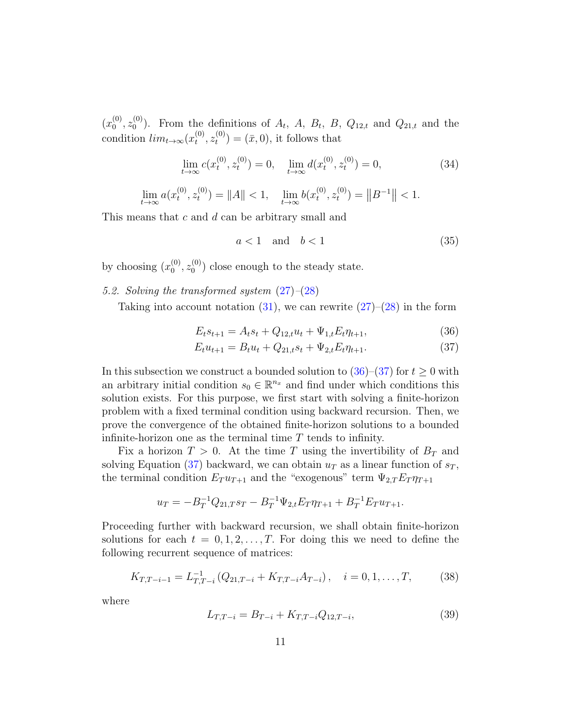$(x_0^{(0)}, z_0^{(0)})$. From the definitions of $A_t$, $A$, $B_t$, $B$, $Q_{12,t}$ and $Q_{21,t}$ and the condition $lim_{t\to\infty}(x_t^{(0)}, z_t^{(0)}) = (\bar{x}, 0)$, it follows that

$$\lim_{t\to\infty} c(x_t^{(0)}, z_t^{(0)}) = 0, \quad \lim_{t\to\infty} d(x_t^{(0)}, z_t^{(0)}) = 0, \tag{34}$$

$$\lim_{t\to\infty} a(x_t^{(0)}, z_t^{(0)}) = \|A\| < 1, \quad \lim_{t\to\infty} b(x_t^{(0)}, z_t^{(0)}) = \left\|B^{-1}\right\| < 1.$$

This means that $c$ and $d$ can be arbitrary small and

$$a < 1 \quad \text{and} \quad b < 1 \tag{35}$$

by choosing $(x_0^{(0)}, z_0^{(0)})$ close enough to the steady state.

*5.2. Solving the transformed system (27)–(28)*

Taking into account notation (31), we can rewrite (27)–(28) in the form

$$E_t s_{t+1} = A_t s_t + Q_{12,t} u_t + \Psi_{1,t} E_t \eta_{t+1}, \tag{36}$$

$$E_t u_{t+1} = B_t u_t + Q_{21,t} s_t + \Psi_{2,t} E_t \eta_{t+1}. \tag{37}$$

In this subsection we construct a bounded solution to (36)–(37) for $t \geq 0$ with an arbitrary initial condition $s_0 \in \mathbb{R}^{n_x}$ and find under which conditions this solution exists. For this purpose, we first start with solving a finite-horizon problem with a fixed terminal condition using backward recursion. Then, we prove the convergence of the obtained finite-horizon solutions to a bounded infinite-horizon one as the terminal time $T$ tends to infinity.

Fix a horizon $T > 0$. At the time $T$ using the invertibility of $B_T$ and solving Equation (37) backward, we can obtain $u_T$ as a linear function of $s_T$, the terminal condition $E_T u_{T+1}$ and the "exogenous" term $\Psi_{2,T} E_T \eta_{T+1}$

$$u_T = -B_T^{-1} Q_{21,T} s_T - B_T^{-1} \Psi_{2,t} E_T \eta_{T+1} + B_T^{-1} E_T u_{T+1}.$$

Proceeding further with backward recursion, we shall obtain finite-horizon solutions for each $t = 0, 1, 2, \ldots, T$. For doing this we need to define the following recurrent sequence of matrices:

$$K_{T,T-i-1} = L_{T,T-i}^{-1} \left(Q_{21,T-i} + K_{T,T-i} A_{T-i}\right), \quad i = 0, 1, \ldots, T, \tag{38}$$

where

$$L_{T,T-i} = B_{T-i} + K_{T,T-i} Q_{12,T-i}, \tag{39}$$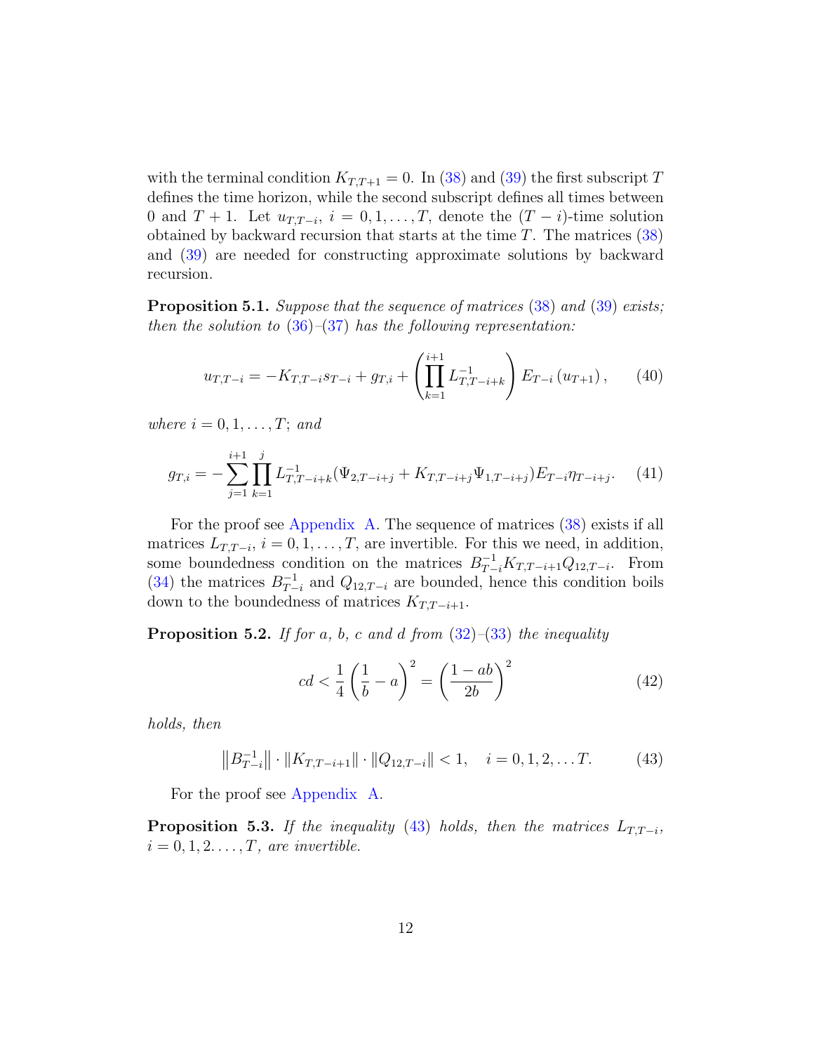with the terminal condition $K_{T,T+1} = 0$. In (38) and (39) the first subscript $T$ defines the time horizon, while the second subscript defines all times between 0 and $T+1$. Let $u_{T,T-i}$, $i = 0, 1, \ldots, T$, denote the $(T-i)$-time solution obtained by backward recursion that starts at the time $T$. The matrices (38) and (39) are needed for constructing approximate solutions by backward recursion.

**Proposition 5.1.** *Suppose that the sequence of matrices (38) and (39) exists; then the solution to (36)–(37) has the following representation:*

$$u_{T,T-i} = -K_{T,T-i}s_{T-i} + g_{T,i} + \left(\prod_{k=1}^{i+1} L_{T,T-i+k}^{-1}\right) E_{T-i}\left(u_{T+1}\right), \tag{40}$$

*where $i = 0, 1, \ldots, T$; and*

$$g_{T,i} = -\sum_{j=1}^{i+1} \prod_{k=1}^{j} L_{T,T-i+k}^{-1}(\Psi_{2,T-i+j} + K_{T,T-i+j}\Psi_{1,T-i+j})E_{T-i}\eta_{T-i+j}. \tag{41}$$

For the proof see Appendix A. The sequence of matrices (38) exists if all matrices $L_{T,T-i}$, $i = 0, 1, \ldots, T$, are invertible. For this we need, in addition, some boundedness condition on the matrices $B_{T-i}^{-1}K_{T,T-i+1}Q_{12,T-i}$. From (34) the matrices $B_{T-i}^{-1}$ and $Q_{12,T-i}$ are bounded, hence this condition boils down to the boundedness of matrices $K_{T,T-i+1}$.

**Proposition 5.2.** *If for $a$, $b$, $c$ and $d$ from (32)–(33) the inequality*

$$cd < \frac{1}{4}\left(\frac{1}{b} - a\right)^2 = \left(\frac{1-ab}{2b}\right)^2 \tag{42}$$

*holds, then*

$$\left\|B_{T-i}^{-1}\right\| \cdot \left\|K_{T,T-i+1}\right\| \cdot \left\|Q_{12,T-i}\right\| < 1, \quad i = 0, 1, 2, \ldots T. \tag{43}$$

For the proof see Appendix A.

**Proposition 5.3.** *If the inequality (43) holds, then the matrices $L_{T,T-i}$, $i = 0, 1, 2. \ldots, T$, are invertible.*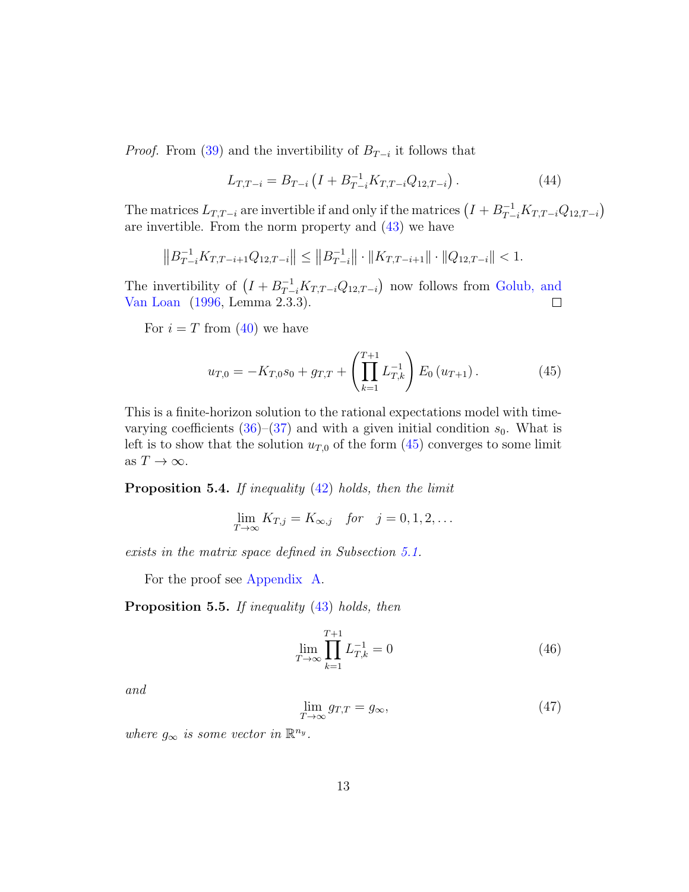*Proof.* From (39) and the invertibility of $B_{T-i}$ it follows that

$$L_{T,T-i} = B_{T-i}\left(I + B_{T-i}^{-1} K_{T,T-i} Q_{12,T-i}\right). \tag{44}$$

The matrices $L_{T,T-i}$ are invertible if and only if the matrices $\left(I + B_{T-i}^{-1} K_{T,T-i} Q_{12,T-i}\right)$ are invertible. From the norm property and (43) we have

$$\left\|B_{T-i}^{-1} K_{T,T-i+1} Q_{12,T-i}\right\| \leq \left\|B_{T-i}^{-1}\right\| \cdot \left\|K_{T,T-i+1}\right\| \cdot \left\|Q_{12,T-i}\right\| < 1.$$

The invertibility of $\left(I + B_{T-i}^{-1} K_{T,T-i} Q_{12,T-i}\right)$ now follows from Golub, and Van Loan (1996, Lemma 2.3.3). ∎

For $i = T$ from (40) we have

$$u_{T,0} = -K_{T,0} s_0 + g_{T,T} + \left(\prod_{k=1}^{T+1} L_{T,k}^{-1}\right) E_0\left(u_{T+1}\right). \tag{45}$$

This is a finite-horizon solution to the rational expectations model with time-varying coefficients (36)–(37) and with a given initial condition $s_0$. What is left is to show that the solution $u_{T,0}$ of the form (45) converges to some limit as $T \to \infty$.

**Proposition 5.4.** *If inequality (42) holds, then the limit*

$$\lim_{T\to\infty} K_{T,j} = K_{\infty,j} \quad \textit{for} \quad j = 0, 1, 2, \ldots$$

*exists in the matrix space defined in Subsection 5.1.*

For the proof see Appendix A.

**Proposition 5.5.** *If inequality (43) holds, then*

$$\lim_{T\to\infty} \prod_{k=1}^{T+1} L_{T,k}^{-1} = 0 \tag{46}$$

*and*

$$\lim_{T\to\infty} g_{T,T} = g_{\infty}, \tag{47}$$

*where $g_{\infty}$ is some vector in $\mathbb{R}^{n_y}$.*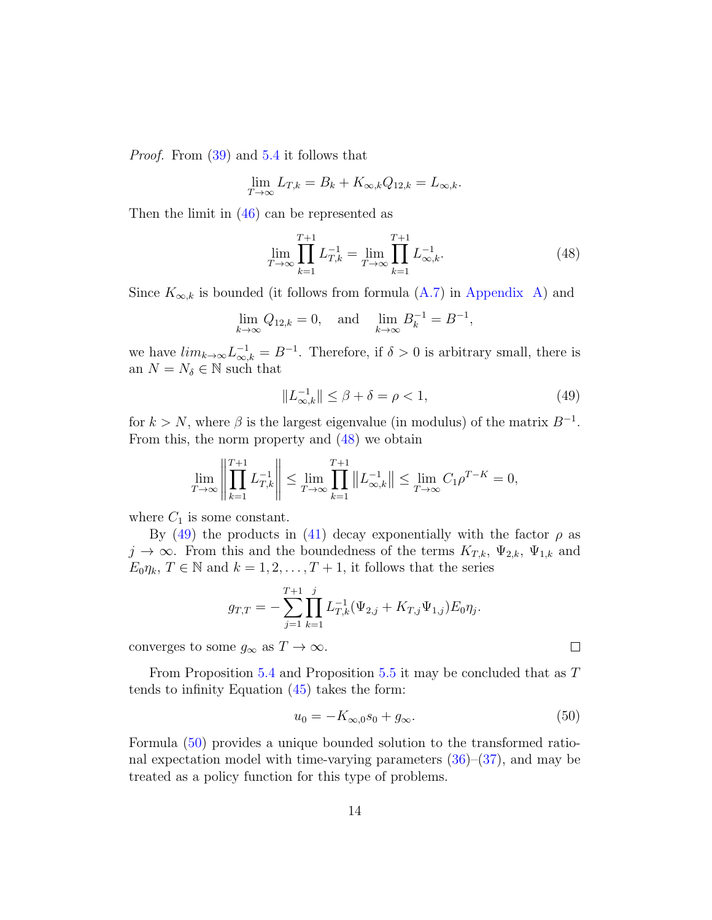*Proof.* From (39) and 5.4 it follows that

$$\lim_{T\to\infty} L_{T,k} = B_k + K_{\infty,k} Q_{12,k} = L_{\infty,k}.$$

Then the limit in (46) can be represented as

$$\lim_{T\to\infty} \prod_{k=1}^{T+1} L_{T,k}^{-1} = \lim_{T\to\infty} \prod_{k=1}^{T+1} L_{\infty,k}^{-1}. \tag{48}$$

Since $K_{\infty,k}$ is bounded (it follows from formula (A.7) in Appendix A) and

$$\lim_{k\to\infty} Q_{12,k} = 0, \quad \text{and} \quad \lim_{k\to\infty} B_k^{-1} = B^{-1},$$

we have $lim_{k\to\infty} L_{\infty,k}^{-1} = B^{-1}$. Therefore, if $\delta > 0$ is arbitrary small, there is an $N = N_\delta \in \mathbb{N}$ such that

$$\|L_{\infty,k}^{-1}\| \le \beta + \delta = \rho < 1, \tag{49}$$

for $k > N$, where $\beta$ is the largest eigenvalue (in modulus) of the matrix $B^{-1}$. From this, the norm property and (48) we obtain

$$\lim_{T\to\infty} \left\| \prod_{k=1}^{T+1} L_{T,k}^{-1} \right\| \le \lim_{T\to\infty} \prod_{k=1}^{T+1} \left\| L_{\infty,k}^{-1} \right\| \le \lim_{T\to\infty} C_1 \rho^{T-K} = 0,$$

where $C_1$ is some constant.

By (49) the products in (41) decay exponentially with the factor $\rho$ as $j \to \infty$. From this and the boundedness of the terms $K_{T,k}$, $\Psi_{2,k}$, $\Psi_{1,k}$ and $E_0\eta_k$, $T \in \mathbb{N}$ and $k = 1, 2, \ldots, T+1$, it follows that the series

$$g_{T,T} = -\sum_{j=1}^{T+1} \prod_{k=1}^{j} L_{T,k}^{-1} (\Psi_{2,j} + K_{T,j}\Psi_{1,j}) E_0 \eta_j.$$

converges to some $g_\infty$ as $T \to \infty$. $\square$

From Proposition 5.4 and Proposition 5.5 it may be concluded that as $T$ tends to infinity Equation (45) takes the form:

$$u_0 = -K_{\infty,0} s_0 + g_\infty. \tag{50}$$

Formula (50) provides a unique bounded solution to the transformed rational expectation model with time-varying parameters (36)–(37), and may be treated as a policy function for this type of problems.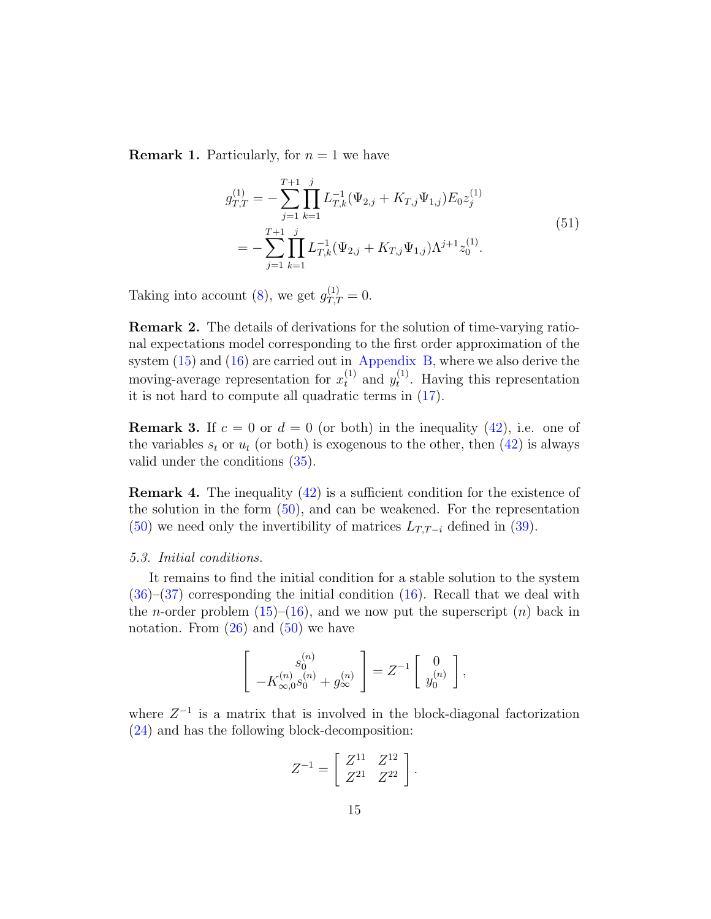**Remark 1.** Particularly, for $n = 1$ we have

$$
\begin{aligned}
g_{T,T}^{(1)} &= -\sum_{j=1}^{T+1} \prod_{k=1}^{j} L_{T,k}^{-1}(\Psi_{2,j} + K_{T,j}\Psi_{1,j}) E_0 z_j^{(1)} \\
&= -\sum_{j=1}^{T+1} \prod_{k=1}^{j} L_{T,k}^{-1}(\Psi_{2,j} + K_{T,j}\Psi_{1,j}) \Lambda^{j+1} z_0^{(1)}.
\end{aligned}
\tag{51}
$$

Taking into account (8), we get $g_{T,T}^{(1)} = 0$.

**Remark 2.** The details of derivations for the solution of time-varying rational expectations model corresponding to the first order approximation of the system (15) and (16) are carried out in Appendix B, where we also derive the moving-average representation for $x_t^{(1)}$ and $y_t^{(1)}$. Having this representation it is not hard to compute all quadratic terms in (17).

**Remark 3.** If $c = 0$ or $d = 0$ (or both) in the inequality (42), i.e. one of the variables $s_t$ or $u_t$ (or both) is exogenous to the other, then (42) is always valid under the conditions (35).

**Remark 4.** The inequality (42) is a sufficient condition for the existence of the solution in the form (50), and can be weakened. For the representation (50) we need only the invertibility of matrices $L_{T,T-i}$ defined in (39).

*5.3. Initial conditions.*

It remains to find the initial condition for a stable solution to the system (36)–(37) corresponding the initial condition (16). Recall that we deal with the $n$-order problem (15)–(16), and we now put the superscript $(n)$ back in notation. From (26) and (50) we have

$$
\begin{bmatrix} s_0^{(n)} \\ -K_{\infty,0}^{(n)} s_0^{(n)} + g_\infty^{(n)} \end{bmatrix} = Z^{-1} \begin{bmatrix} 0 \\ y_0^{(n)} \end{bmatrix},
$$

where $Z^{-1}$ is a matrix that is involved in the block-diagonal factorization (24) and has the following block-decomposition:

$$
Z^{-1} = \begin{bmatrix} Z^{11} & Z^{12} \\ Z^{21} & Z^{22} \end{bmatrix}.
$$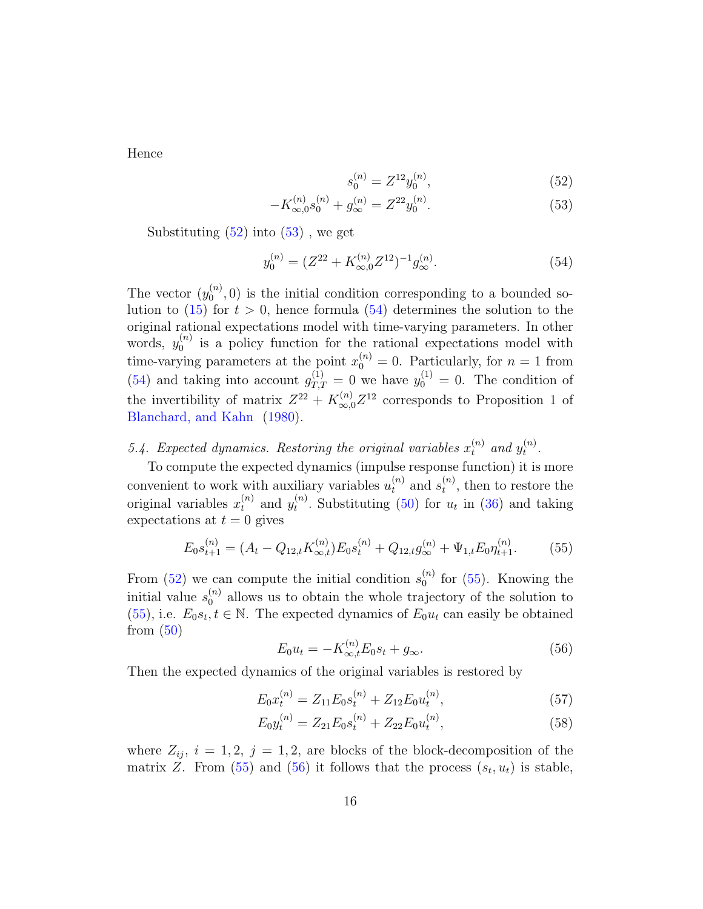Hence

$$s_0^{(n)} = Z^{12} y_0^{(n)}, \tag{52}$$

$$-K_{\infty,0}^{(n)} s_0^{(n)} + g_\infty^{(n)} = Z^{22} y_0^{(n)}. \tag{53}$$

Substituting (52) into (53) , we get

$$y_0^{(n)} = (Z^{22} + K_{\infty,0}^{(n)} Z^{12})^{-1} g_\infty^{(n)}. \tag{54}$$

The vector $(y_0^{(n)}, 0)$ is the initial condition corresponding to a bounded solution to (15) for $t > 0$, hence formula (54) determines the solution to the original rational expectations model with time-varying parameters. In other words, $y_0^{(n)}$ is a policy function for the rational expectations model with time-varying parameters at the point $x_0^{(n)} = 0$. Particularly, for $n = 1$ from (54) and taking into account $g_{T,T}^{(1)} = 0$ we have $y_0^{(1)} = 0$. The condition of the invertibility of matrix $Z^{22} + K_{\infty,0}^{(n)} Z^{12}$ corresponds to Proposition 1 of Blanchard, and Kahn (1980).

*5.4. Expected dynamics. Restoring the original variables $x_t^{(n)}$ and $y_t^{(n)}$.*

To compute the expected dynamics (impulse response function) it is more convenient to work with auxiliary variables $u_t^{(n)}$ and $s_t^{(n)}$, then to restore the original variables $x_t^{(n)}$ and $y_t^{(n)}$. Substituting (50) for $u_t$ in (36) and taking expectations at $t = 0$ gives

$$E_0 s_{t+1}^{(n)} = (A_t - Q_{12,t} K_{\infty,t}^{(n)}) E_0 s_t^{(n)} + Q_{12,t} g_\infty^{(n)} + \Psi_{1,t} E_0 \eta_{t+1}^{(n)}. \tag{55}$$

From (52) we can compute the initial condition $s_0^{(n)}$ for (55). Knowing the initial value $s_0^{(n)}$ allows us to obtain the whole trajectory of the solution to (55), i.e. $E_0 s_t, t \in \mathbb{N}$. The expected dynamics of $E_0 u_t$ can easily be obtained from (50)

$$E_0 u_t = -K_{\infty,t}^{(n)} E_0 s_t + g_\infty. \tag{56}$$

Then the expected dynamics of the original variables is restored by

$$E_0 x_t^{(n)} = Z_{11} E_0 s_t^{(n)} + Z_{12} E_0 u_t^{(n)}, \tag{57}$$

$$E_0 y_t^{(n)} = Z_{21} E_0 s_t^{(n)} + Z_{22} E_0 u_t^{(n)}, \tag{58}$$

where $Z_{ij}$, $i = 1, 2$, $j = 1, 2$, are blocks of the block-decomposition of the matrix $Z$. From (55) and (56) it follows that the process $(s_t, u_t)$ is stable,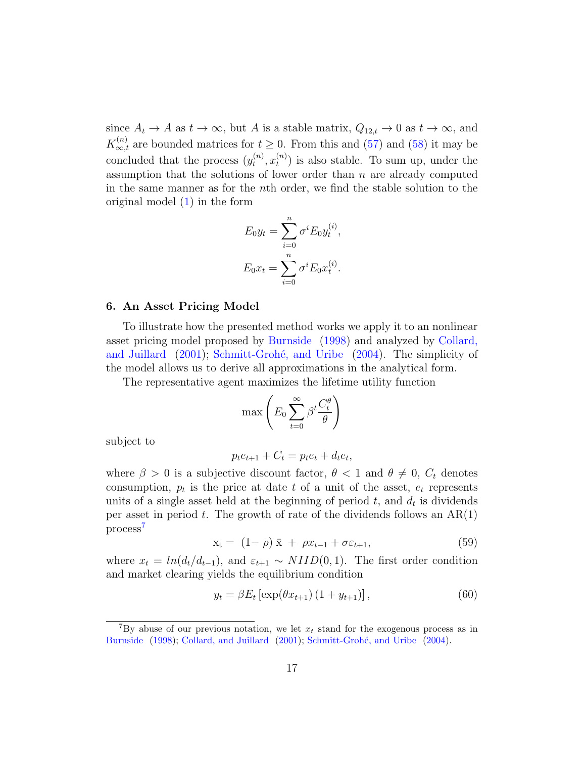since $A_t \to A$ as $t \to \infty$, but $A$ is a stable matrix, $Q_{12,t} \to 0$ as $t \to \infty$, and $K^{(n)}_{\infty,t}$ are bounded matrices for $t \geq 0$. From this and (57) and (58) it may be concluded that the process $(y^{(n)}_t, x^{(n)}_t)$ is also stable. To sum up, under the assumption that the solutions of lower order than $n$ are already computed in the same manner as for the $n$th order, we find the stable solution to the original model (1) in the form

$$E_0 y_t = \sum_{i=0}^{n} \sigma^i E_0 y^{(i)}_t,$$
$$E_0 x_t = \sum_{i=0}^{n} \sigma^i E_0 x^{(i)}_t.$$

## 6. An Asset Pricing Model

To illustrate how the presented method works we apply it to an nonlinear asset pricing model proposed by Burnside (1998) and analyzed by Collard, and Juillard (2001); Schmitt-Grohé, and Uribe (2004). The simplicity of the model allows us to derive all approximations in the analytical form.

The representative agent maximizes the lifetime utility function

$$\max \left( E_0 \sum_{t=0}^{\infty} \beta^t \frac{C_t^\theta}{\theta} \right)$$

subject to

$$p_t e_{t+1} + C_t = p_t e_t + d_t e_t,$$

where $\beta > 0$ is a subjective discount factor, $\theta < 1$ and $\theta \neq 0$, $C_t$ denotes consumption, $p_t$ is the price at date $t$ of a unit of the asset, $e_t$ represents units of a single asset held at the beginning of period $t$, and $d_t$ is dividends per asset in period $t$. The growth of rate of the dividends follows an AR(1) process[7]

$$\mathrm{x_t} = (1-\rho)\,\bar{\mathrm{x}} + \rho x_{t-1} + \sigma \varepsilon_{t+1}, \tag{59}$$

where $x_t = ln(d_t/d_{t-1})$, and $\varepsilon_{t+1} \sim NIID(0,1)$. The first order condition and market clearing yields the equilibrium condition

$$y_t = \beta E_t \left[ \exp(\theta x_{t+1}) \left( 1 + y_{t+1} \right) \right], \tag{60}$$

[7] By abuse of our previous notation, we let $x_t$ stand for the exogenous process as in Burnside (1998); Collard, and Juillard (2001); Schmitt-Grohé, and Uribe (2004).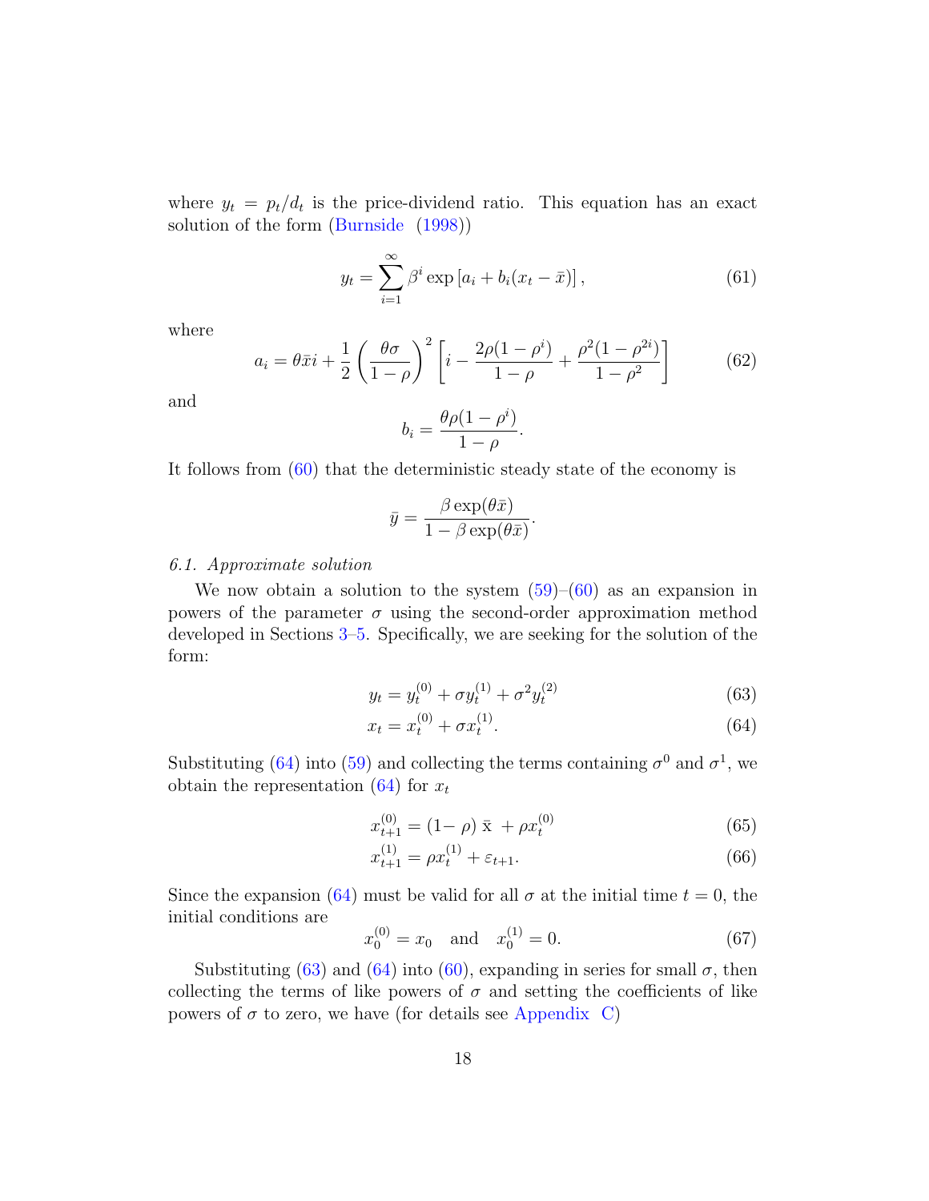where $y_t = p_t/d_t$ is the price-dividend ratio. This equation has an exact solution of the form (Burnside (1998))

$$y_t = \sum_{i=1}^{\infty} \beta^i \exp\left[a_i + b_i(x_t - \bar{x})\right], \tag{61}$$

where

$$a_i = \theta \bar{x} i + \frac{1}{2}\left(\frac{\theta\sigma}{1-\rho}\right)^2 \left[i - \frac{2\rho(1-\rho^i)}{1-\rho} + \frac{\rho^2(1-\rho^{2i})}{1-\rho^2}\right] \tag{62}$$

and

$$b_i = \frac{\theta\rho(1-\rho^i)}{1-\rho}.$$

It follows from (60) that the deterministic steady state of the economy is

$$\bar{y} = \frac{\beta \exp(\theta\bar{x})}{1 - \beta\exp(\theta\bar{x})}.$$

*6.1. Approximate solution*

We now obtain a solution to the system (59)–(60) as an expansion in powers of the parameter $\sigma$ using the second-order approximation method developed in Sections 3–5. Specifically, we are seeking for the solution of the form:

$$y_t = y_t^{(0)} + \sigma y_t^{(1)} + \sigma^2 y_t^{(2)} \tag{63}$$

$$x_t = x_t^{(0)} + \sigma x_t^{(1)}. \tag{64}$$

Substituting (64) into (59) and collecting the terms containing $\sigma^0$ and $\sigma^1$, we obtain the representation (64) for $x_t$

$$x_{t+1}^{(0)} = (1-\rho)\,\bar{x} + \rho x_t^{(0)} \tag{65}$$

$$x_{t+1}^{(1)} = \rho x_t^{(1)} + \varepsilon_{t+1}. \tag{66}$$

Since the expansion (64) must be valid for all $\sigma$ at the initial time $t = 0$, the initial conditions are

$$x_0^{(0)} = x_0 \quad \text{and} \quad x_0^{(1)} = 0. \tag{67}$$

Substituting (63) and (64) into (60), expanding in series for small $\sigma$, then collecting the terms of like powers of $\sigma$ and setting the coefficients of like powers of $\sigma$ to zero, we have (for details see Appendix C)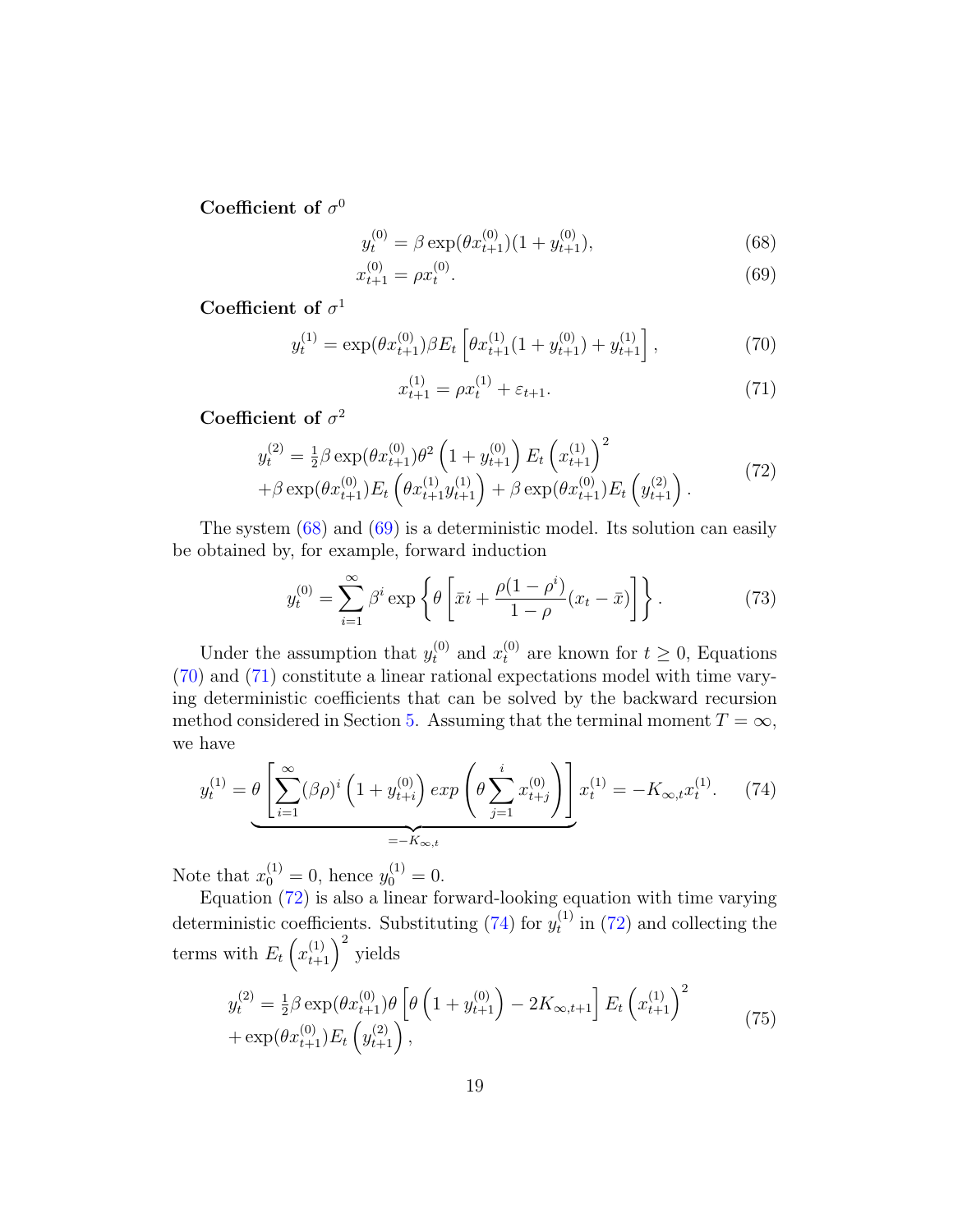**Coefficient of $\sigma^0$**

$$
y_t^{(0)} = \beta \exp(\theta x_{t+1}^{(0)})(1 + y_{t+1}^{(0)}), \tag{68}
$$

$$
x_{t+1}^{(0)} = \rho x_t^{(0)}. \tag{69}
$$

**Coefficient of $\sigma^1$**

$$
y_t^{(1)} = \exp(\theta x_{t+1}^{(0)}) \beta E_t \left[ \theta x_{t+1}^{(1)} (1 + y_{t+1}^{(0)}) + y_{t+1}^{(1)} \right], \tag{70}
$$

$$
x_{t+1}^{(1)} = \rho x_t^{(1)} + \varepsilon_{t+1}. \tag{71}
$$

**Coefficient of $\sigma^2$**

$$
\begin{aligned}
y_t^{(2)} &= \tfrac{1}{2} \beta \exp(\theta x_{t+1}^{(0)}) \theta^2 \left(1 + y_{t+1}^{(0)}\right) E_t \left(x_{t+1}^{(1)}\right)^2 \\
&+ \beta \exp(\theta x_{t+1}^{(0)}) E_t \left(\theta x_{t+1}^{(1)} y_{t+1}^{(1)}\right) + \beta \exp(\theta x_{t+1}^{(0)}) E_t \left(y_{t+1}^{(2)}\right).
\end{aligned} \tag{72}
$$

The system (68) and (69) is a deterministic model. Its solution can easily be obtained by, for example, forward induction

$$
y_t^{(0)} = \sum_{i=1}^{\infty} \beta^i \exp \left\{ \theta \left[ \bar{x} i + \frac{\rho(1 - \rho^i)}{1 - \rho} (x_t - \bar{x}) \right] \right\}. \tag{73}
$$

Under the assumption that $y_t^{(0)}$ and $x_t^{(0)}$ are known for $t \geq 0$, Equations (70) and (71) constitute a linear rational expectations model with time varying deterministic coefficients that can be solved by the backward recursion method considered in Section 5. Assuming that the terminal moment $T = \infty$, we have

$$
y_t^{(1)} = \underbrace{\theta \left[ \sum_{i=1}^{\infty} (\beta\rho)^i \left(1 + y_{t+i}^{(0)}\right) exp \left( \theta \sum_{j=1}^{i} x_{t+j}^{(0)} \right) \right]}_{= -K_{\infty,t}} x_t^{(1)} = -K_{\infty,t} x_t^{(1)}. \tag{74}
$$

Note that $x_0^{(1)} = 0$, hence $y_0^{(1)} = 0$.

Equation (72) is also a linear forward-looking equation with time varying deterministic coefficients. Substituting (74) for $y_t^{(1)}$ in (72) and collecting the terms with $E_t \left(x_{t+1}^{(1)}\right)^2$ yields

$$
\begin{aligned}
y_t^{(2)} &= \tfrac{1}{2} \beta \exp(\theta x_{t+1}^{(0)}) \theta \left[ \theta \left(1 + y_{t+1}^{(0)}\right) - 2K_{\infty,t+1} \right] E_t \left(x_{t+1}^{(1)}\right)^2 \\
&+ \exp(\theta x_{t+1}^{(0)}) E_t \left(y_{t+1}^{(2)}\right),
\end{aligned} \tag{75}
$$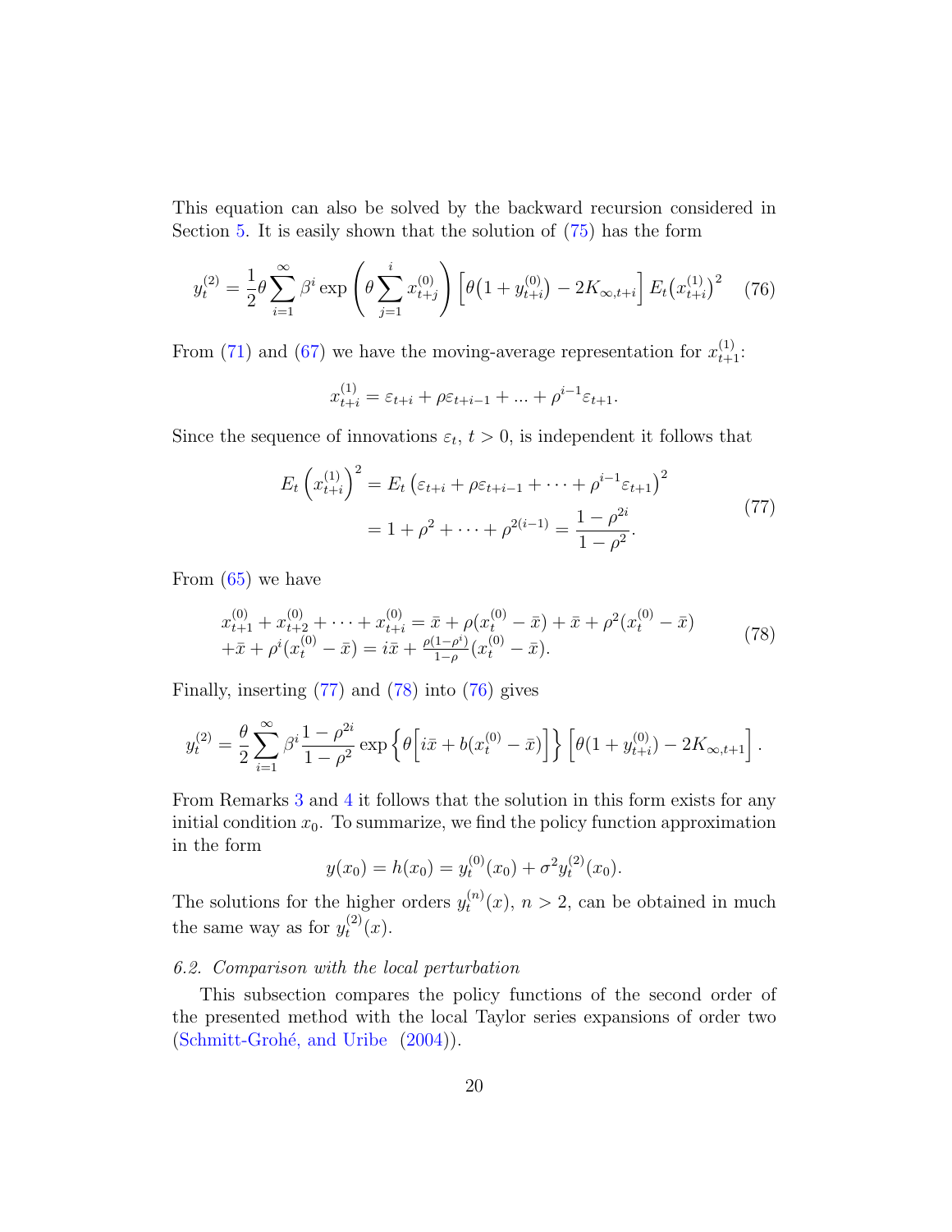This equation can also be solved by the backward recursion considered in Section 5. It is easily shown that the solution of (75) has the form

$$y_t^{(2)} = \frac{1}{2}\theta \sum_{i=1}^{\infty} \beta^i \exp\left(\theta \sum_{j=1}^{i} x_{t+j}^{(0)}\right) \left[\theta\left(1 + y_{t+i}^{(0)}\right) - 2K_{\infty,t+i}\right] E_t\left(x_{t+i}^{(1)}\right)^2 \tag{76}$$

From (71) and (67) we have the moving-average representation for $x_{t+1}^{(1)}$:

$$x_{t+i}^{(1)} = \varepsilon_{t+i} + \rho\varepsilon_{t+i-1} + ... + \rho^{i-1}\varepsilon_{t+1}.$$

Since the sequence of innovations $\varepsilon_t$, $t > 0$, is independent it follows that

$$\begin{aligned} E_t\left(x_{t+i}^{(1)}\right)^2 &= E_t\left(\varepsilon_{t+i} + \rho\varepsilon_{t+i-1} + \dots + \rho^{i-1}\varepsilon_{t+1}\right)^2 \\ &= 1 + \rho^2 + \dots + \rho^{2(i-1)} = \frac{1 - \rho^{2i}}{1 - \rho^2}. \end{aligned} \tag{77}$$

From (65) we have

$$\begin{aligned} &x_{t+1}^{(0)} + x_{t+2}^{(0)} + \dots + x_{t+i}^{(0)} = \bar{x} + \rho(x_t^{(0)} - \bar{x}) + \bar{x} + \rho^2(x_t^{(0)} - \bar{x}) \\ &+ \bar{x} + \rho^i(x_t^{(0)} - \bar{x}) = i\bar{x} + \tfrac{\rho(1-\rho^i)}{1-\rho}(x_t^{(0)} - \bar{x}). \end{aligned} \tag{78}$$

Finally, inserting (77) and (78) into (76) gives

$$y_t^{(2)} = \frac{\theta}{2} \sum_{i=1}^{\infty} \beta^i \frac{1 - \rho^{2i}}{1 - \rho^2} \exp\left\{\theta\Big[i\bar{x} + b(x_t^{(0)} - \bar{x})\Big]\right\} \Big[\theta(1 + y_{t+i}^{(0)}) - 2K_{\infty,t+1}\Big].$$

From Remarks 3 and 4 it follows that the solution in this form exists for any initial condition $x_0$. To summarize, we find the policy function approximation in the form

$$y(x_0) = h(x_0) = y_t^{(0)}(x_0) + \sigma^2 y_t^{(2)}(x_0).$$

The solutions for the higher orders $y_t^{(n)}(x)$, $n > 2$, can be obtained in much the same way as for $y_t^{(2)}(x)$.

### *6.2. Comparison with the local perturbation*

This subsection compares the policy functions of the second order of the presented method with the local Taylor series expansions of order two (Schmitt-Grohé, and Uribe (2004)).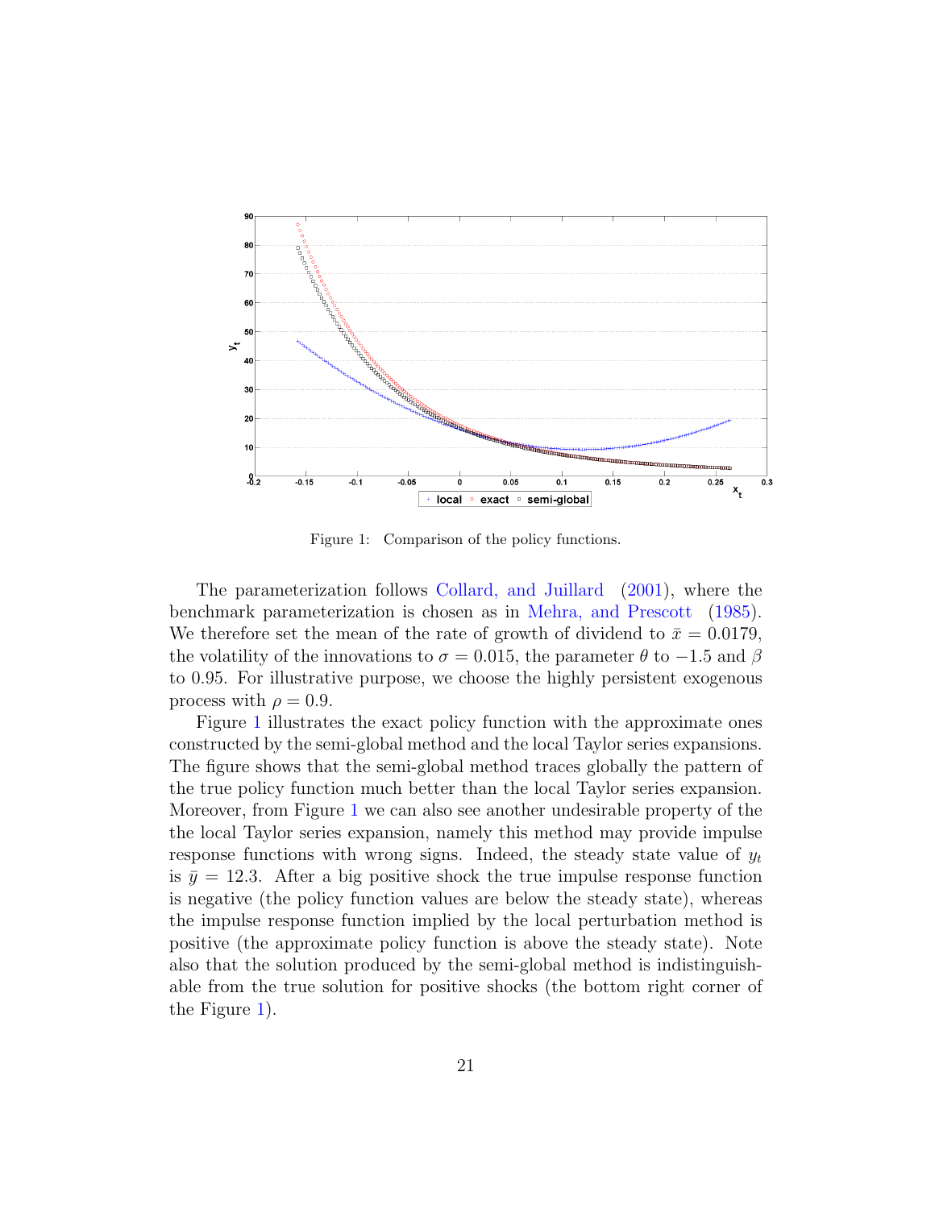Figure 1: Comparison of the policy functions.

The parameterization follows Collard, and Juillard (2001), where the benchmark parameterization is chosen as in Mehra, and Prescott (1985). We therefore set the mean of the rate of growth of dividend to $\bar{x} = 0.0179$, the volatility of the innovations to $\sigma = 0.015$, the parameter $\theta$ to $-1.5$ and $\beta$ to 0.95. For illustrative purpose, we choose the highly persistent exogenous process with $\rho = 0.9$.

Figure 1 illustrates the exact policy function with the approximate ones constructed by the semi-global method and the local Taylor series expansions. The figure shows that the semi-global method traces globally the pattern of the true policy function much better than the local Taylor series expansion. Moreover, from Figure 1 we can also see another undesirable property of the the local Taylor series expansion, namely this method may provide impulse response functions with wrong signs. Indeed, the steady state value of $y_t$ is $\bar{y} = 12.3$. After a big positive shock the true impulse response function is negative (the policy function values are below the steady state), whereas the impulse response function implied by the local perturbation method is positive (the approximate policy function is above the steady state). Note also that the solution produced by the semi-global method is indistinguishable from the true solution for positive shocks (the bottom right corner of the Figure 1).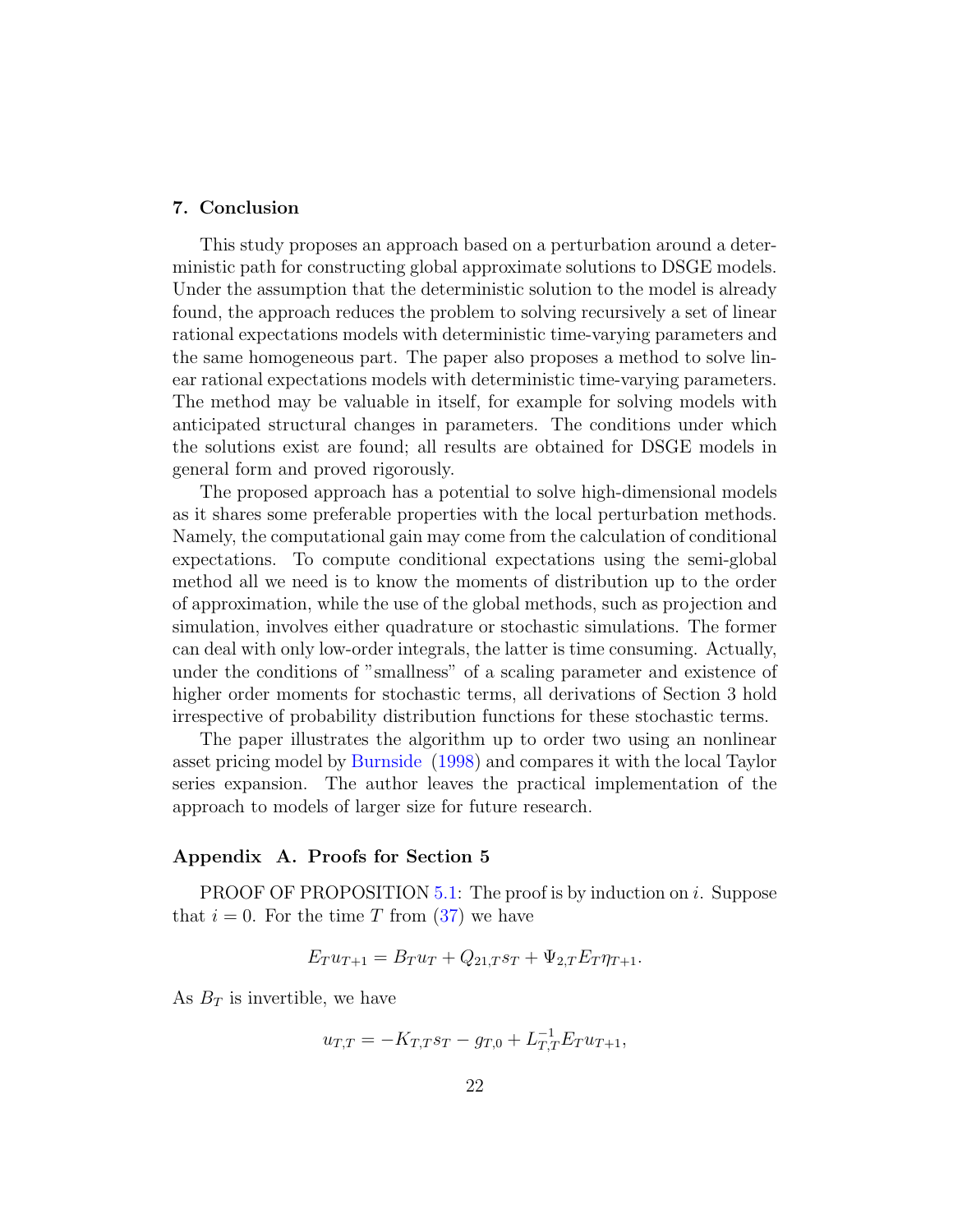## 7. Conclusion

This study proposes an approach based on a perturbation around a deterministic path for constructing global approximate solutions to DSGE models. Under the assumption that the deterministic solution to the model is already found, the approach reduces the problem to solving recursively a set of linear rational expectations models with deterministic time-varying parameters and the same homogeneous part. The paper also proposes a method to solve linear rational expectations models with deterministic time-varying parameters. The method may be valuable in itself, for example for solving models with anticipated structural changes in parameters. The conditions under which the solutions exist are found; all results are obtained for DSGE models in general form and proved rigorously.

The proposed approach has a potential to solve high-dimensional models as it shares some preferable properties with the local perturbation methods. Namely, the computational gain may come from the calculation of conditional expectations. To compute conditional expectations using the semi-global method all we need is to know the moments of distribution up to the order of approximation, while the use of the global methods, such as projection and simulation, involves either quadrature or stochastic simulations. The former can deal with only low-order integrals, the latter is time consuming. Actually, under the conditions of "smallness" of a scaling parameter and existence of higher order moments for stochastic terms, all derivations of Section 3 hold irrespective of probability distribution functions for these stochastic terms.

The paper illustrates the algorithm up to order two using an nonlinear asset pricing model by Burnside (1998) and compares it with the local Taylor series expansion. The author leaves the practical implementation of the approach to models of larger size for future research.

## Appendix A. Proofs for Section 5

PROOF OF PROPOSITION 5.1: The proof is by induction on $i$. Suppose that $i = 0$. For the time $T$ from (37) we have

$$E_T u_{T+1} = B_T u_T + Q_{21,T} s_T + \Psi_{2,T} E_T \eta_{T+1}.$$

As $B_T$ is invertible, we have

$$u_{T,T} = -K_{T,T} s_T - g_{T,0} + L_{T,T}^{-1} E_T u_{T+1},$$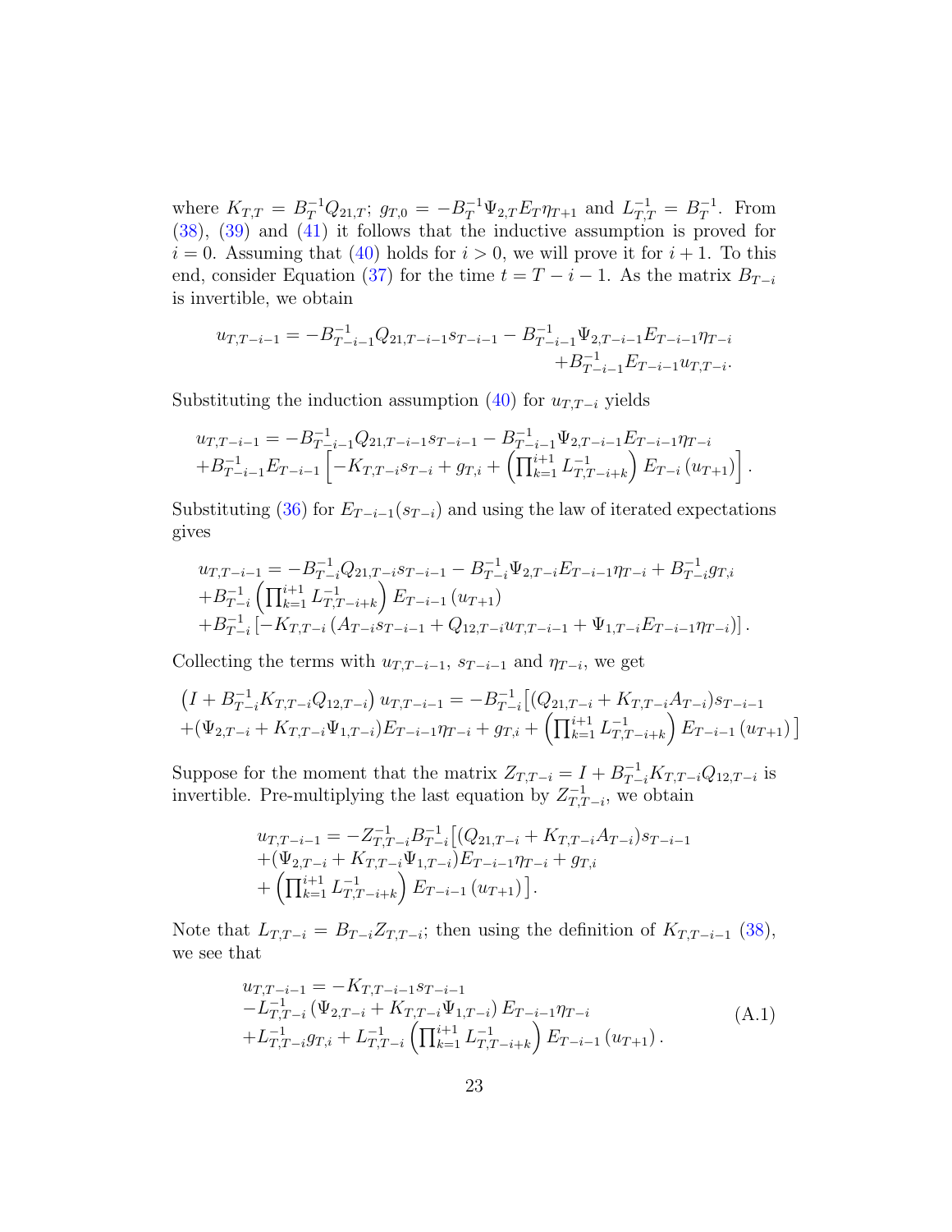where $K_{T,T} = B_T^{-1} Q_{21,T}$; $g_{T,0} = -B_T^{-1} \Psi_{2,T} E_T \eta_{T+1}$ and $L_{T,T}^{-1} = B_T^{-1}$. From (38), (39) and (41) it follows that the inductive assumption is proved for $i = 0$. Assuming that (40) holds for $i > 0$, we will prove it for $i + 1$. To this end, consider Equation (37) for the time $t = T - i - 1$. As the matrix $B_{T-i}$ is invertible, we obtain

$$
\begin{aligned}
u_{T,T-i-1} = -B_{T-i-1}^{-1} Q_{21,T-i-1} s_{T-i-1} - B_{T-i-1}^{-1} \Psi_{2,T-i-1} E_{T-i-1} \eta_{T-i} \\
+ B_{T-i-1}^{-1} E_{T-i-1} u_{T,T-i}.
\end{aligned}
$$

Substituting the induction assumption (40) for $u_{T,T-i}$ yields

$$
\begin{aligned}
&u_{T,T-i-1} = -B_{T-i-1}^{-1} Q_{21,T-i-1} s_{T-i-1} - B_{T-i-1}^{-1} \Psi_{2,T-i-1} E_{T-i-1} \eta_{T-i} \\
&+ B_{T-i-1}^{-1} E_{T-i-1} \left[ -K_{T,T-i} s_{T-i} + g_{T,i} + \left( \prod_{k=1}^{i+1} L_{T,T-i+k}^{-1} \right) E_{T-i} \left( u_{T+1} \right) \right].
\end{aligned}
$$

Substituting (36) for $E_{T-i-1}(s_{T-i})$ and using the law of iterated expectations gives

$$
\begin{aligned}
&u_{T,T-i-1} = -B_{T-i}^{-1} Q_{21,T-i} s_{T-i-1} - B_{T-i}^{-1} \Psi_{2,T-i} E_{T-i-1} \eta_{T-i} + B_{T-i}^{-1} g_{T,i} \\
&+ B_{T-i}^{-1} \left( \prod_{k=1}^{i+1} L_{T,T-i+k}^{-1} \right) E_{T-i-1} \left( u_{T+1} \right) \\
&+ B_{T-i}^{-1} \left[ -K_{T,T-i} \left( A_{T-i} s_{T-i-1} + Q_{12,T-i} u_{T,T-i-1} + \Psi_{1,T-i} E_{T-i-1} \eta_{T-i} \right) \right].
\end{aligned}
$$

Collecting the terms with $u_{T,T-i-1}$, $s_{T-i-1}$ and $\eta_{T-i}$, we get

$$
\begin{aligned}
&\left( I + B_{T-i}^{-1} K_{T,T-i} Q_{12,T-i} \right) u_{T,T-i-1} = -B_{T-i}^{-1} \big[ (Q_{21,T-i} + K_{T,T-i} A_{T-i}) s_{T-i-1} \\
&+ (\Psi_{2,T-i} + K_{T,T-i} \Psi_{1,T-i}) E_{T-i-1} \eta_{T-i} + g_{T,i} + \left( \prod_{k=1}^{i+1} L_{T,T-i+k}^{-1} \right) E_{T-i-1} \left( u_{T+1} \right) \big]
\end{aligned}
$$

Suppose for the moment that the matrix $Z_{T,T-i} = I + B_{T-i}^{-1} K_{T,T-i} Q_{12,T-i}$ is invertible. Pre-multiplying the last equation by $Z_{T,T-i}^{-1}$, we obtain

$$
\begin{aligned}
&u_{T,T-i-1} = -Z_{T,T-i}^{-1} B_{T-i}^{-1} \big[ (Q_{21,T-i} + K_{T,T-i} A_{T-i}) s_{T-i-1} \\
&+ (\Psi_{2,T-i} + K_{T,T-i} \Psi_{1,T-i}) E_{T-i-1} \eta_{T-i} + g_{T,i} \\
&+ \left( \prod_{k=1}^{i+1} L_{T,T-i+k}^{-1} \right) E_{T-i-1} \left( u_{T+1} \right) \big].
\end{aligned}
$$

Note that $L_{T,T-i} = B_{T-i} Z_{T,T-i}$; then using the definition of $K_{T,T-i-1}$ (38), we see that

$$
\begin{aligned}
&u_{T,T-i-1} = -K_{T,T-i-1} s_{T-i-1} \\
&- L_{T,T-i}^{-1} \left( \Psi_{2,T-i} + K_{T,T-i} \Psi_{1,T-i} \right) E_{T-i-1} \eta_{T-i} \\
&+ L_{T,T-i}^{-1} g_{T,i} + L_{T,T-i}^{-1} \left( \prod_{k=1}^{i+1} L_{T,T-i+k}^{-1} \right) E_{T-i-1} \left( u_{T+1} \right).
\end{aligned}
\tag{A.1}
$$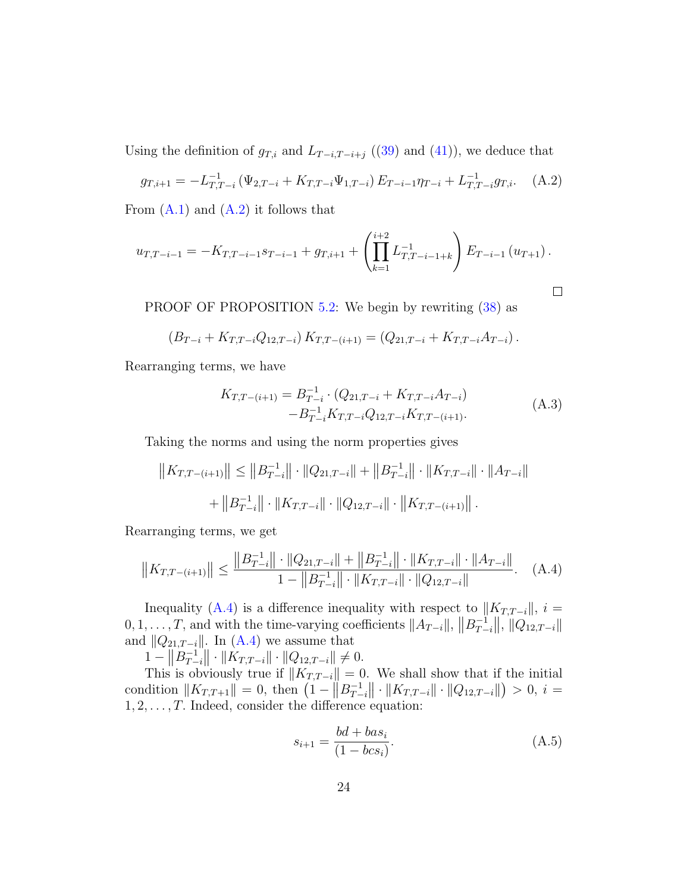Using the definition of $g_{T,i}$ and $L_{T-i,T-i+j}$ ((39) and (41)), we deduce that

$$g_{T,i+1} = -L_{T,T-i}^{-1}\left(\Psi_{2,T-i} + K_{T,T-i}\Psi_{1,T-i}\right)E_{T-i-1}\eta_{T-i} + L_{T,T-i}^{-1}g_{T,i}. \quad \text{(A.2)}$$

From (A.1) and (A.2) it follows that

$$u_{T,T-i-1} = -K_{T,T-i-1}s_{T-i-1} + g_{T,i+1} + \left(\prod_{k=1}^{i+2} L_{T,T-i-1+k}^{-1}\right)E_{T-i-1}\left(u_{T+1}\right).$$

□

PROOF OF PROPOSITION 5.2: We begin by rewriting (38) as

$$\left(B_{T-i} + K_{T,T-i}Q_{12,T-i}\right)K_{T,T-(i+1)} = \left(Q_{21,T-i} + K_{T,T-i}A_{T-i}\right).$$

Rearranging terms, we have

$$\begin{aligned} K_{T,T-(i+1)} = {} & B_{T-i}^{-1}\cdot\left(Q_{21,T-i} + K_{T,T-i}A_{T-i}\right) \\ & -B_{T-i}^{-1}K_{T,T-i}Q_{12,T-i}K_{T,T-(i+1)}. \end{aligned} \quad \text{(A.3)}$$

Taking the norms and using the norm properties gives

$$\begin{aligned} \left\|K_{T,T-(i+1)}\right\| \le {} & \left\|B_{T-i}^{-1}\right\|\cdot\left\|Q_{21,T-i}\right\| + \left\|B_{T-i}^{-1}\right\|\cdot\left\|K_{T,T-i}\right\|\cdot\left\|A_{T-i}\right\| \\ & + \left\|B_{T-i}^{-1}\right\|\cdot\left\|K_{T,T-i}\right\|\cdot\left\|Q_{12,T-i}\right\|\cdot\left\|K_{T,T-(i+1)}\right\|. \end{aligned}$$

Rearranging terms, we get

$$\left\|K_{T,T-(i+1)}\right\| \le \frac{\left\|B_{T-i}^{-1}\right\|\cdot\left\|Q_{21,T-i}\right\| + \left\|B_{T-i}^{-1}\right\|\cdot\left\|K_{T,T-i}\right\|\cdot\left\|A_{T-i}\right\|}{1-\left\|B_{T-i}^{-1}\right\|\cdot\left\|K_{T,T-i}\right\|\cdot\left\|Q_{12,T-i}\right\|}. \quad \text{(A.4)}$$

Inequality (A.4) is a difference inequality with respect to $\|K_{T,T-i}\|$, $i = 0, 1, \ldots, T$, and with the time-varying coefficients $\|A_{T-i}\|$, $\left\|B_{T-i}^{-1}\right\|$, $\|Q_{12,T-i}\|$ and $\|Q_{21,T-i}\|$. In (A.4) we assume that
$1-\left\|B_{T-i}^{-1}\right\|\cdot\|K_{T,T-i}\|\cdot\|Q_{12,T-i}\| \neq 0$.

This is obviously true if $\|K_{T,T-i}\| = 0$. We shall show that if the initial condition $\|K_{T,T+1}\| = 0$, then $\left(1-\left\|B_{T-i}^{-1}\right\|\cdot\|K_{T,T-i}\|\cdot\|Q_{12,T-i}\|\right) > 0$, $i = 1, 2, \ldots, T$. Indeed, consider the difference equation:

$$s_{i+1} = \frac{bd + bas_i}{(1-bcs_i)}. \quad \text{(A.5)}$$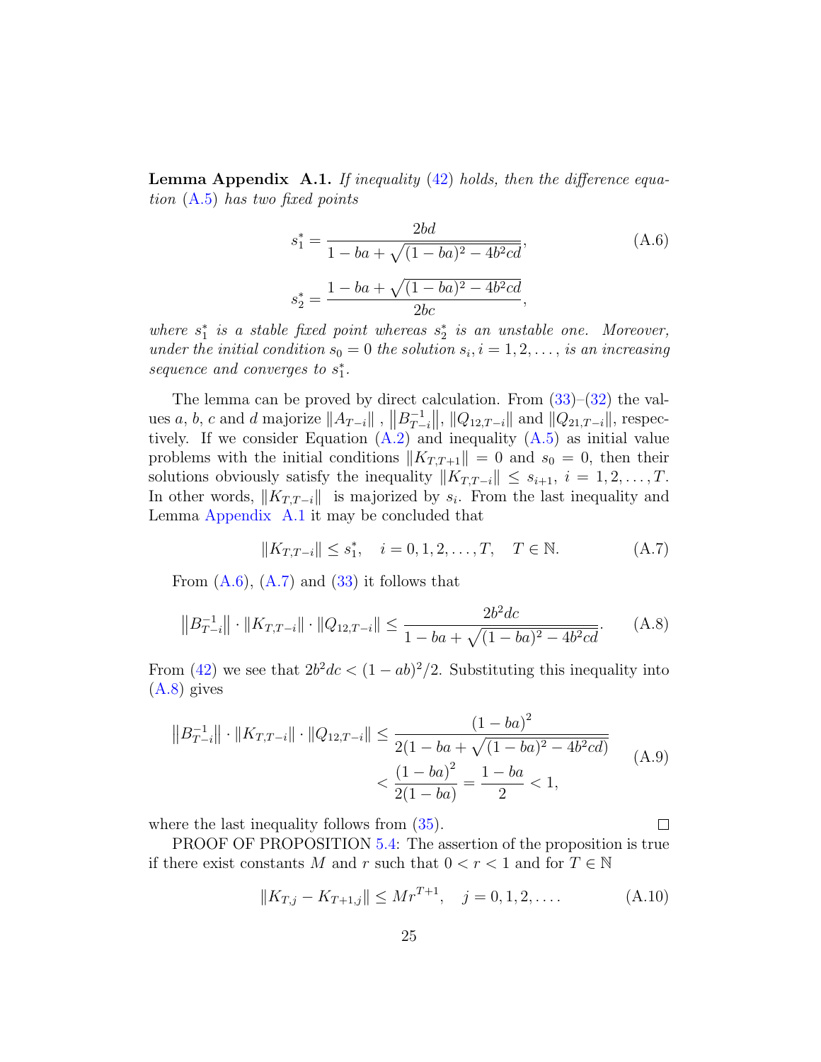**Lemma Appendix A.1.** *If inequality (42) holds, then the difference equation (A.5) has two fixed points*

$$s_1^* = \frac{2bd}{1 - ba + \sqrt{(1-ba)^2 - 4b^2cd}}, \qquad \text{(A.6)}$$

$$s_2^* = \frac{1 - ba + \sqrt{(1-ba)^2 - 4b^2cd}}{2bc},$$

*where $s_1^*$ is a stable fixed point whereas $s_2^*$ is an unstable one. Moreover, under the initial condition $s_0 = 0$ the solution $s_i$, $i = 1, 2, \ldots,$ is an increasing sequence and converges to $s_1^*$.*

The lemma can be proved by direct calculation. From (33)–(32) the values $a$, $b$, $c$ and $d$ majorize $\|A_{T-i}\|$ , $\left\|B_{T-i}^{-1}\right\|$, $\|Q_{12,T-i}\|$ and $\|Q_{21,T-i}\|$, respectively. If we consider Equation (A.2) and inequality (A.5) as initial value problems with the initial conditions $\|K_{T,T+1}\| = 0$ and $s_0 = 0$, then their solutions obviously satisfy the inequality $\|K_{T,T-i}\| \leq s_{i+1}$, $i = 1, 2, \ldots, T$. In other words, $\|K_{T,T-i}\|$ is majorized by $s_i$. From the last inequality and Lemma Appendix A.1 it may be concluded that

$$\|K_{T,T-i}\| \leq s_1^*, \quad i = 0, 1, 2, \ldots, T, \quad T \in \mathbb{N}. \qquad \text{(A.7)}$$

From (A.6), (A.7) and (33) it follows that

$$\left\|B_{T-i}^{-1}\right\| \cdot \|K_{T,T-i}\| \cdot \|Q_{12,T-i}\| \leq \frac{2b^2dc}{1 - ba + \sqrt{(1-ba)^2 - 4b^2cd}}. \qquad \text{(A.8)}$$

From (42) we see that $2b^2dc < (1-ab)^2/2$. Substituting this inequality into (A.8) gives

$$\begin{aligned} \left\|B_{T-i}^{-1}\right\| \cdot \|K_{T,T-i}\| \cdot \|Q_{12,T-i}\| &\leq \frac{(1-ba)^2}{2(1 - ba + \sqrt{(1-ba)^2 - 4b^2cd})} \\ &< \frac{(1-ba)^2}{2(1-ba)} = \frac{1-ba}{2} < 1, \end{aligned} \qquad \text{(A.9)}$$

where the last inequality follows from (35). □

PROOF OF PROPOSITION 5.4: The assertion of the proposition is true if there exist constants $M$ and $r$ such that $0 < r < 1$ and for $T \in \mathbb{N}$

$$\|K_{T,j} - K_{T+1,j}\| \leq Mr^{T+1}, \quad j = 0, 1, 2, \ldots. \qquad \text{(A.10)}$$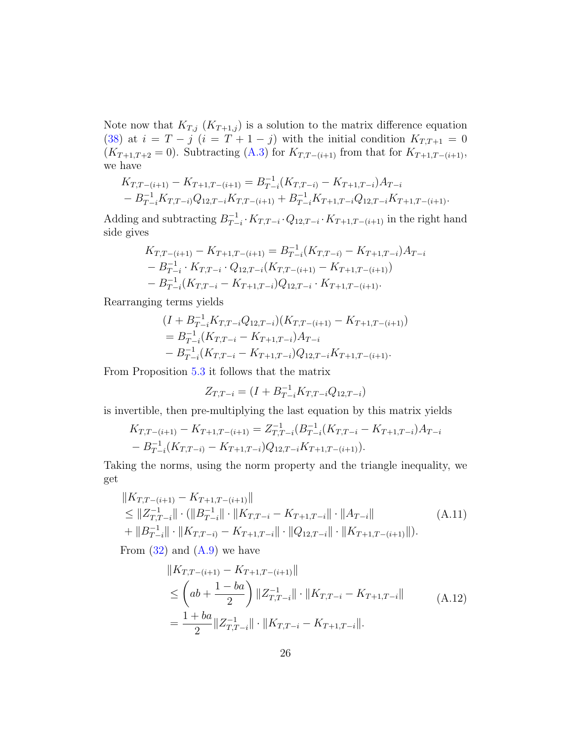Note now that $K_{T,j}$ ($K_{T+1,j}$) is a solution to the matrix difference equation (38) at $i = T - j$ ($i = T + 1 - j$) with the initial condition $K_{T,T+1} = 0$ ($K_{T+1,T+2} = 0$). Subtracting (A.3) for $K_{T,T-(i+1)}$ from that for $K_{T+1,T-(i+1)}$, we have

$$
\begin{aligned}
&K_{T,T-(i+1)} - K_{T+1,T-(i+1)} = B_{T-i}^{-1}(K_{T,T-i)} - K_{T+1,T-i})A_{T-i} \\
&- B_{T-i}^{-1}K_{T,T-i)}Q_{12,T-i}K_{T,T-(i+1)} + B_{T-i}^{-1}K_{T+1,T-i}Q_{12,T-i}K_{T+1,T-(i+1)}.
\end{aligned}
$$

Adding and subtracting $B_{T-i}^{-1} \cdot K_{T,T-i} \cdot Q_{12,T-i} \cdot K_{T+1,T-(i+1)}$ in the right hand side gives

$$
\begin{aligned}
&K_{T,T-(i+1)} - K_{T+1,T-(i+1)} = B_{T-i}^{-1}(K_{T,T-i)} - K_{T+1,T-i})A_{T-i} \\
&- B_{T-i}^{-1} \cdot K_{T,T-i} \cdot Q_{12,T-i}(K_{T,T-(i+1)} - K_{T+1,T-(i+1)}) \\
&- B_{T-i}^{-1}(K_{T,T-i} - K_{T+1,T-i})Q_{12,T-i} \cdot K_{T+1,T-(i+1)}.
\end{aligned}
$$

Rearranging terms yields

$$
\begin{aligned}
&(I + B_{T-i}^{-1}K_{T,T-i}Q_{12,T-i})(K_{T,T-(i+1)} - K_{T+1,T-(i+1)}) \\
&= B_{T-i}^{-1}(K_{T,T-i} - K_{T+1,T-i})A_{T-i} \\
&- B_{T-i}^{-1}(K_{T,T-i} - K_{T+1,T-i})Q_{12,T-i}K_{T+1,T-(i+1)}.
\end{aligned}
$$

From Proposition 5.3 it follows that the matrix

$$
Z_{T,T-i} = (I + B_{T-i}^{-1}K_{T,T-i}Q_{12,T-i})
$$

is invertible, then pre-multiplying the last equation by this matrix yields

$$
\begin{aligned}
&K_{T,T-(i+1)} - K_{T+1,T-(i+1)} = Z_{T,T-i}^{-1}(B_{T-i}^{-1}(K_{T,T-i} - K_{T+1,T-i})A_{T-i} \\
&- B_{T-i}^{-1}(K_{T,T-i)} - K_{T+1,T-i})Q_{12,T-i}K_{T+1,T-(i+1)}).
\end{aligned}
$$

Taking the norms, using the norm property and the triangle inequality, we get

$$
\begin{aligned}
&\|K_{T,T-(i+1)} - K_{T+1,T-(i+1)}\| \\
&\leq \|Z_{T,T-i}^{-1}\| \cdot (\|B_{T-i}^{-1}\| \cdot \|K_{T,T-i} - K_{T+1,T-i}\| \cdot \|A_{T-i}\| \\
&+ \|B_{T-i}^{-1}\| \cdot \|K_{T,T-i)} - K_{T+1,T-i}\| \cdot \|Q_{12,T-i}\| \cdot \|K_{T+1,T-(i+1)}\|).
\end{aligned}
\tag{A.11}
$$

From (32) and (A.9) we have

$$
\begin{aligned}
&\|K_{T,T-(i+1)} - K_{T+1,T-(i+1)}\| \\
&\leq \left(ab + \frac{1-ba}{2}\right) \|Z_{T,T-i}^{-1}\| \cdot \|K_{T,T-i} - K_{T+1,T-i}\| \\
&= \frac{1+ba}{2} \|Z_{T,T-i}^{-1}\| \cdot \|K_{T,T-i} - K_{T+1,T-i}\|.
\end{aligned}
\tag{A.12}
$$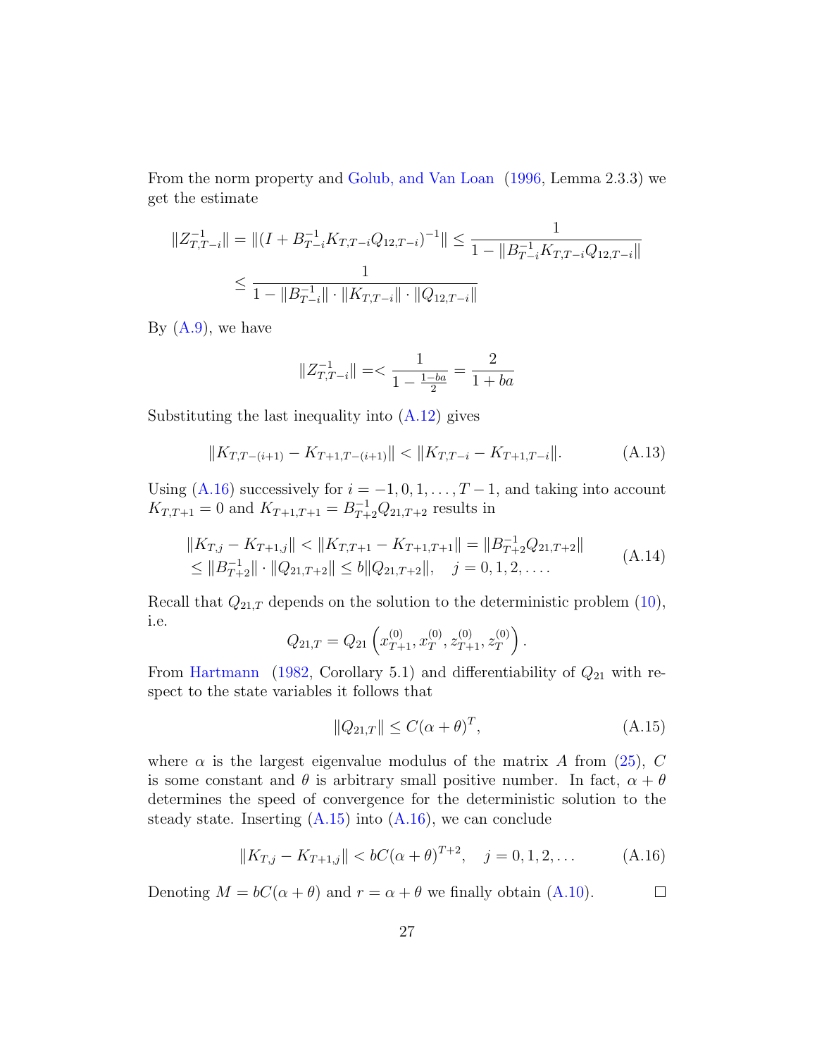From the norm property and Golub, and Van Loan (1996, Lemma 2.3.3) we get the estimate

$$\|Z_{T,T-i}^{-1}\| = \|(I + B_{T-i}^{-1} K_{T,T-i} Q_{12,T-i})^{-1}\| \leq \frac{1}{1 - \|B_{T-i}^{-1} K_{T,T-i} Q_{12,T-i}\|}$$
$$\leq \frac{1}{1 - \|B_{T-i}^{-1}\| \cdot \|K_{T,T-i}\| \cdot \|Q_{12,T-i}\|}$$

By (A.9), we have

$$\|Z_{T,T-i}^{-1}\| =< \frac{1}{1 - \frac{1-ba}{2}} = \frac{2}{1+ba}$$

Substituting the last inequality into (A.12) gives

$$\|K_{T,T-(i+1)} - K_{T+1,T-(i+1)}\| < \|K_{T,T-i} - K_{T+1,T-i}\|. \tag{A.13}$$

Using (A.16) successively for $i = -1, 0, 1, \ldots, T-1$, and taking into account $K_{T,T+1} = 0$ and $K_{T+1,T+1} = B_{T+2}^{-1} Q_{21,T+2}$ results in

$$\begin{aligned} &\|K_{T,j} - K_{T+1,j}\| < \|K_{T,T+1} - K_{T+1,T+1}\| = \|B_{T+2}^{-1} Q_{21,T+2}\| \\ &\leq \|B_{T+2}^{-1}\| \cdot \|Q_{21,T+2}\| \leq b\|Q_{21,T+2}\|, \quad j = 0, 1, 2, \ldots. \end{aligned} \tag{A.14}$$

Recall that $Q_{21,T}$ depends on the solution to the deterministic problem (10), i.e.

$$Q_{21,T} = Q_{21}\left(x_{T+1}^{(0)}, x_T^{(0)}, z_{T+1}^{(0)}, z_T^{(0)}\right).$$

From Hartmann (1982, Corollary 5.1) and differentiability of $Q_{21}$ with respect to the state variables it follows that

$$\|Q_{21,T}\| \leq C(\alpha + \theta)^T, \tag{A.15}$$

where $\alpha$ is the largest eigenvalue modulus of the matrix $A$ from (25), $C$ is some constant and $\theta$ is arbitrary small positive number. In fact, $\alpha + \theta$ determines the speed of convergence for the deterministic solution to the steady state. Inserting (A.15) into (A.16), we can conclude

$$\|K_{T,j} - K_{T+1,j}\| < bC(\alpha + \theta)^{T+2}, \quad j = 0, 1, 2, \ldots \tag{A.16}$$

Denoting $M = bC(\alpha + \theta)$ and $r = \alpha + \theta$ we finally obtain (A.10). □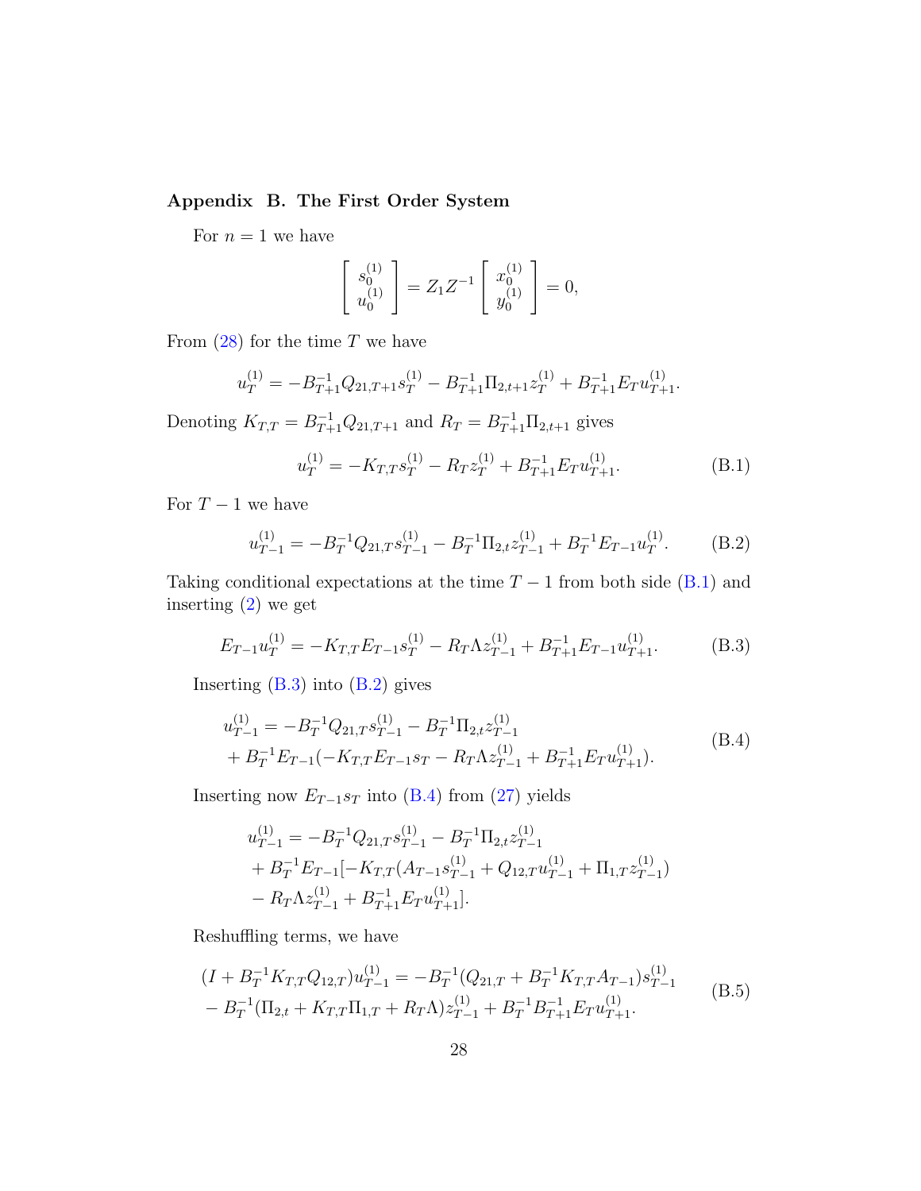## Appendix B. The First Order System

For $n = 1$ we have

$$\begin{bmatrix} s_0^{(1)} \\ u_0^{(1)} \end{bmatrix} = Z_1 Z^{-1} \begin{bmatrix} x_0^{(1)} \\ y_0^{(1)} \end{bmatrix} = 0,$$

From (28) for the time $T$ we have

$$u_T^{(1)} = -B_{T+1}^{-1} Q_{21,T+1} s_T^{(1)} - B_{T+1}^{-1} \Pi_{2,t+1} z_T^{(1)} + B_{T+1}^{-1} E_T u_{T+1}^{(1)}.$$

Denoting $K_{T,T} = B_{T+1}^{-1} Q_{21,T+1}$ and $R_T = B_{T+1}^{-1} \Pi_{2,t+1}$ gives

$$u_T^{(1)} = -K_{T,T} s_T^{(1)} - R_T z_T^{(1)} + B_{T+1}^{-1} E_T u_{T+1}^{(1)}. \tag{B.1}$$

For $T-1$ we have

$$u_{T-1}^{(1)} = -B_T^{-1} Q_{21,T} s_{T-1}^{(1)} - B_T^{-1} \Pi_{2,t} z_{T-1}^{(1)} + B_T^{-1} E_{T-1} u_T^{(1)}. \tag{B.2}$$

Taking conditional expectations at the time $T-1$ from both side (B.1) and inserting (2) we get

$$E_{T-1} u_T^{(1)} = -K_{T,T} E_{T-1} s_T^{(1)} - R_T \Lambda z_{T-1}^{(1)} + B_{T+1}^{-1} E_{T-1} u_{T+1}^{(1)}. \tag{B.3}$$

Inserting (B.3) into (B.2) gives

$$\begin{aligned} u_{T-1}^{(1)} &= -B_T^{-1} Q_{21,T} s_{T-1}^{(1)} - B_T^{-1} \Pi_{2,t} z_{T-1}^{(1)} \\ &+ B_T^{-1} E_{T-1} (-K_{T,T} E_{T-1} s_T - R_T \Lambda z_{T-1}^{(1)} + B_{T+1}^{-1} E_T u_{T+1}^{(1)}). \end{aligned} \tag{B.4}$$

Inserting now $E_{T-1} s_T$ into (B.4) from (27) yields

$$\begin{aligned} u_{T-1}^{(1)} &= -B_T^{-1} Q_{21,T} s_{T-1}^{(1)} - B_T^{-1} \Pi_{2,t} z_{T-1}^{(1)} \\ &+ B_T^{-1} E_{T-1} [-K_{T,T} (A_{T-1} s_{T-1}^{(1)} + Q_{12,T} u_{T-1}^{(1)} + \Pi_{1,T} z_{T-1}^{(1)}) \\ &- R_T \Lambda z_{T-1}^{(1)} + B_{T+1}^{-1} E_T u_{T+1}^{(1)}]. \end{aligned}$$

Reshuffling terms, we have

$$\begin{aligned} (I + B_T^{-1} K_{T,T} Q_{12,T}) u_{T-1}^{(1)} &= -B_T^{-1} (Q_{21,T} + B_T^{-1} K_{T,T} A_{T-1}) s_{T-1}^{(1)} \\ - B_T^{-1} (\Pi_{2,t} + K_{T,T} \Pi_{1,T} + R_T \Lambda) z_{T-1}^{(1)} &+ B_T^{-1} B_{T+1}^{-1} E_T u_{T+1}^{(1)}. \end{aligned} \tag{B.5}$$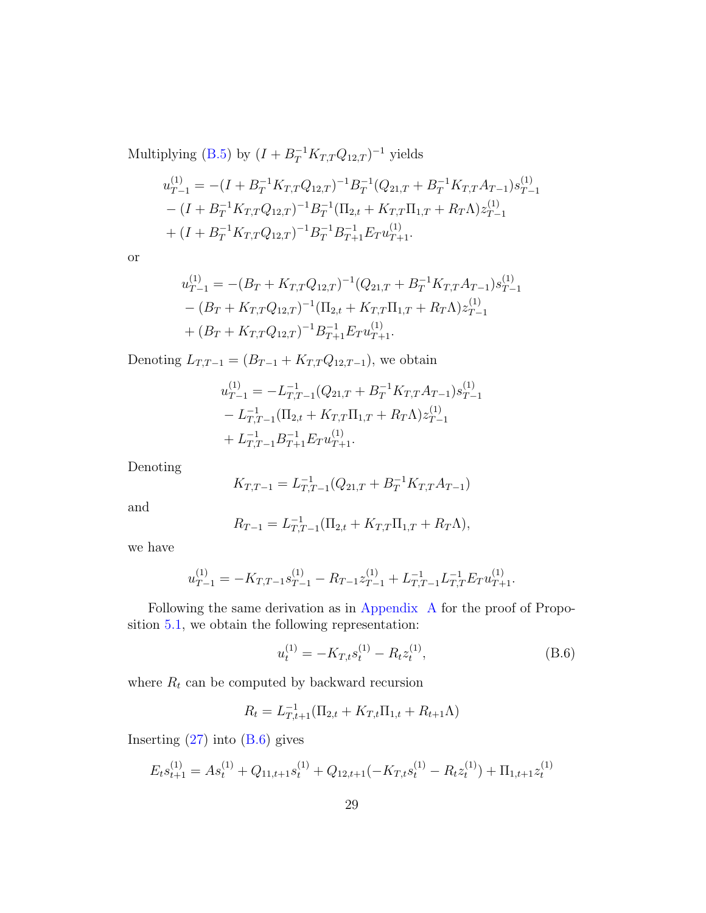Multiplying (B.5) by $(I + B_T^{-1} K_{T,T} Q_{12,T})^{-1}$ yields

$$
\begin{aligned}
u_{T-1}^{(1)} &= -(I + B_T^{-1} K_{T,T} Q_{12,T})^{-1} B_T^{-1} (Q_{21,T} + B_T^{-1} K_{T,T} A_{T-1}) s_{T-1}^{(1)} \\
&- (I + B_T^{-1} K_{T,T} Q_{12,T})^{-1} B_T^{-1} (\Pi_{2,t} + K_{T,T} \Pi_{1,T} + R_T \Lambda) z_{T-1}^{(1)} \\
&+ (I + B_T^{-1} K_{T,T} Q_{12,T})^{-1} B_T^{-1} B_{T+1}^{-1} E_T u_{T+1}^{(1)}.
\end{aligned}
$$

or

$$
\begin{aligned}
u_{T-1}^{(1)} &= -(B_T + K_{T,T} Q_{12,T})^{-1} (Q_{21,T} + B_T^{-1} K_{T,T} A_{T-1}) s_{T-1}^{(1)} \\
&- (B_T + K_{T,T} Q_{12,T})^{-1} (\Pi_{2,t} + K_{T,T} \Pi_{1,T} + R_T \Lambda) z_{T-1}^{(1)} \\
&+ (B_T + K_{T,T} Q_{12,T})^{-1} B_{T+1}^{-1} E_T u_{T+1}^{(1)}.
\end{aligned}
$$

Denoting $L_{T,T-1} = (B_{T-1} + K_{T,T} Q_{12,T-1})$, we obtain

$$
\begin{aligned}
u_{T-1}^{(1)} &= -L_{T,T-1}^{-1} (Q_{21,T} + B_T^{-1} K_{T,T} A_{T-1}) s_{T-1}^{(1)} \\
&- L_{T,T-1}^{-1} (\Pi_{2,t} + K_{T,T} \Pi_{1,T} + R_T \Lambda) z_{T-1}^{(1)} \\
&+ L_{T,T-1}^{-1} B_{T+1}^{-1} E_T u_{T+1}^{(1)}.
\end{aligned}
$$

Denoting

$$
K_{T,T-1} = L_{T,T-1}^{-1} (Q_{21,T} + B_T^{-1} K_{T,T} A_{T-1})
$$

and

$$
R_{T-1} = L_{T,T-1}^{-1} (\Pi_{2,t} + K_{T,T} \Pi_{1,T} + R_T \Lambda),
$$

we have

$$
u_{T-1}^{(1)} = -K_{T,T-1} s_{T-1}^{(1)} - R_{T-1} z_{T-1}^{(1)} + L_{T,T-1}^{-1} L_{T,T}^{-1} E_T u_{T+1}^{(1)}.
$$

Following the same derivation as in Appendix A for the proof of Proposition 5.1, we obtain the following representation:

$$
u_t^{(1)} = -K_{T,t} s_t^{(1)} - R_t z_t^{(1)}, \tag{B.6}
$$

where $R_t$ can be computed by backward recursion

$$
R_t = L_{T,t+1}^{-1} (\Pi_{2,t} + K_{T,t} \Pi_{1,t} + R_{t+1} \Lambda)
$$

Inserting (27) into (B.6) gives

$$
E_t s_{t+1}^{(1)} = A s_t^{(1)} + Q_{11,t+1} s_t^{(1)} + Q_{12,t+1} (-K_{T,t} s_t^{(1)} - R_t z_t^{(1)}) + \Pi_{1,t+1} z_t^{(1)}
$$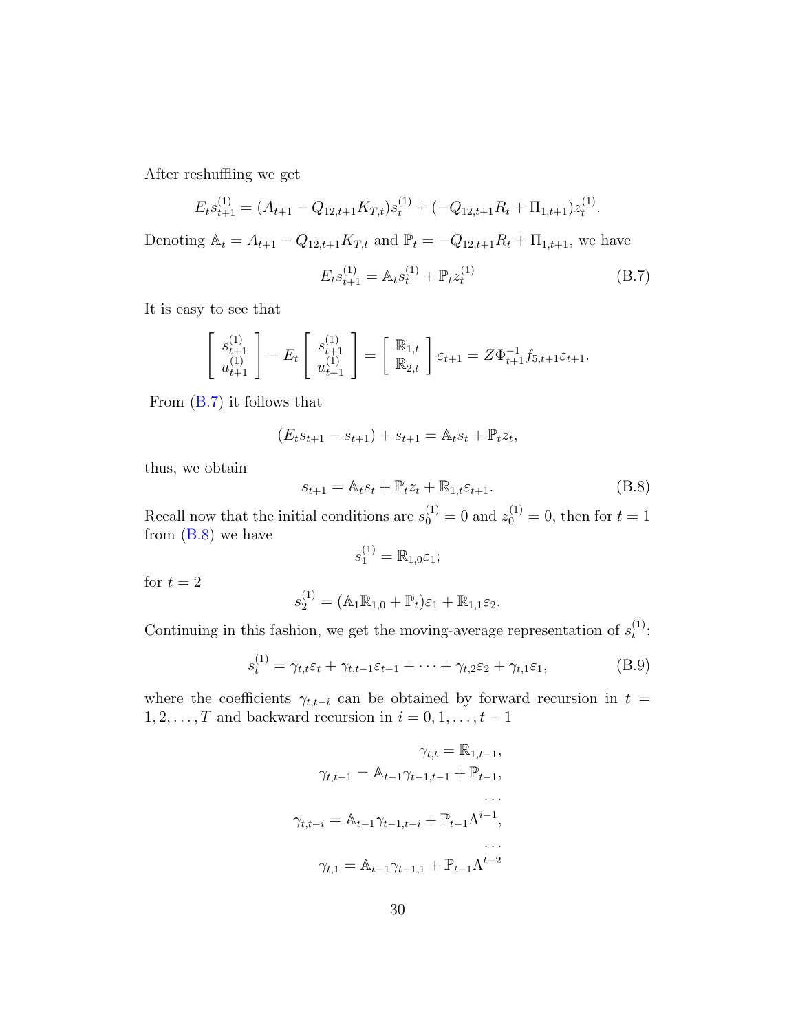After reshuffling we get

$$E_t s_{t+1}^{(1)} = (A_{t+1} - Q_{12,t+1} K_{T,t}) s_t^{(1)} + (-Q_{12,t+1} R_t + \Pi_{1,t+1}) z_t^{(1)}.$$

Denoting $\mathbb{A}_t = A_{t+1} - Q_{12,t+1} K_{T,t}$ and $\mathbb{P}_t = -Q_{12,t+1} R_t + \Pi_{1,t+1}$, we have

$$E_t s_{t+1}^{(1)} = \mathbb{A}_t s_t^{(1)} + \mathbb{P}_t z_t^{(1)} \tag{B.7}$$

It is easy to see that

$$\begin{bmatrix} s_{t+1}^{(1)} \\ u_{t+1}^{(1)} \end{bmatrix} - E_t \begin{bmatrix} s_{t+1}^{(1)} \\ u_{t+1}^{(1)} \end{bmatrix} = \begin{bmatrix} \mathbb{R}_{1,t} \\ \mathbb{R}_{2,t} \end{bmatrix} \varepsilon_{t+1} = Z \Phi_{t+1}^{-1} f_{5,t+1} \varepsilon_{t+1}.$$

From (B.7) it follows that

$$(E_t s_{t+1} - s_{t+1}) + s_{t+1} = \mathbb{A}_t s_t + \mathbb{P}_t z_t,$$

thus, we obtain

$$s_{t+1} = \mathbb{A}_t s_t + \mathbb{P}_t z_t + \mathbb{R}_{1,t} \varepsilon_{t+1}. \tag{B.8}$$

Recall now that the initial conditions are $s_0^{(1)} = 0$ and $z_0^{(1)} = 0$, then for $t = 1$ from (B.8) we have

$$s_1^{(1)} = \mathbb{R}_{1,0} \varepsilon_1;$$

for $t = 2$

$$s_2^{(1)} = (\mathbb{A}_1 \mathbb{R}_{1,0} + \mathbb{P}_t) \varepsilon_1 + \mathbb{R}_{1,1} \varepsilon_2.$$

Continuing in this fashion, we get the moving-average representation of $s_t^{(1)}$:

$$s_t^{(1)} = \gamma_{t,t} \varepsilon_t + \gamma_{t,t-1} \varepsilon_{t-1} + \cdots + \gamma_{t,2} \varepsilon_2 + \gamma_{t,1} \varepsilon_1, \tag{B.9}$$

where the coefficients $\gamma_{t,t-i}$ can be obtained by forward recursion in $t = 1, 2, \ldots, T$ and backward recursion in $i = 0, 1, \ldots, t-1$

$$\begin{aligned}
\gamma_{t,t} &= \mathbb{R}_{1,t-1}, \\
\gamma_{t,t-1} &= \mathbb{A}_{t-1} \gamma_{t-1,t-1} + \mathbb{P}_{t-1}, \\
&\ldots \\
\gamma_{t,t-i} &= \mathbb{A}_{t-1} \gamma_{t-1,t-i} + \mathbb{P}_{t-1} \Lambda^{i-1}, \\
&\ldots \\
\gamma_{t,1} &= \mathbb{A}_{t-1} \gamma_{t-1,1} + \mathbb{P}_{t-1} \Lambda^{t-2}
\end{aligned}$$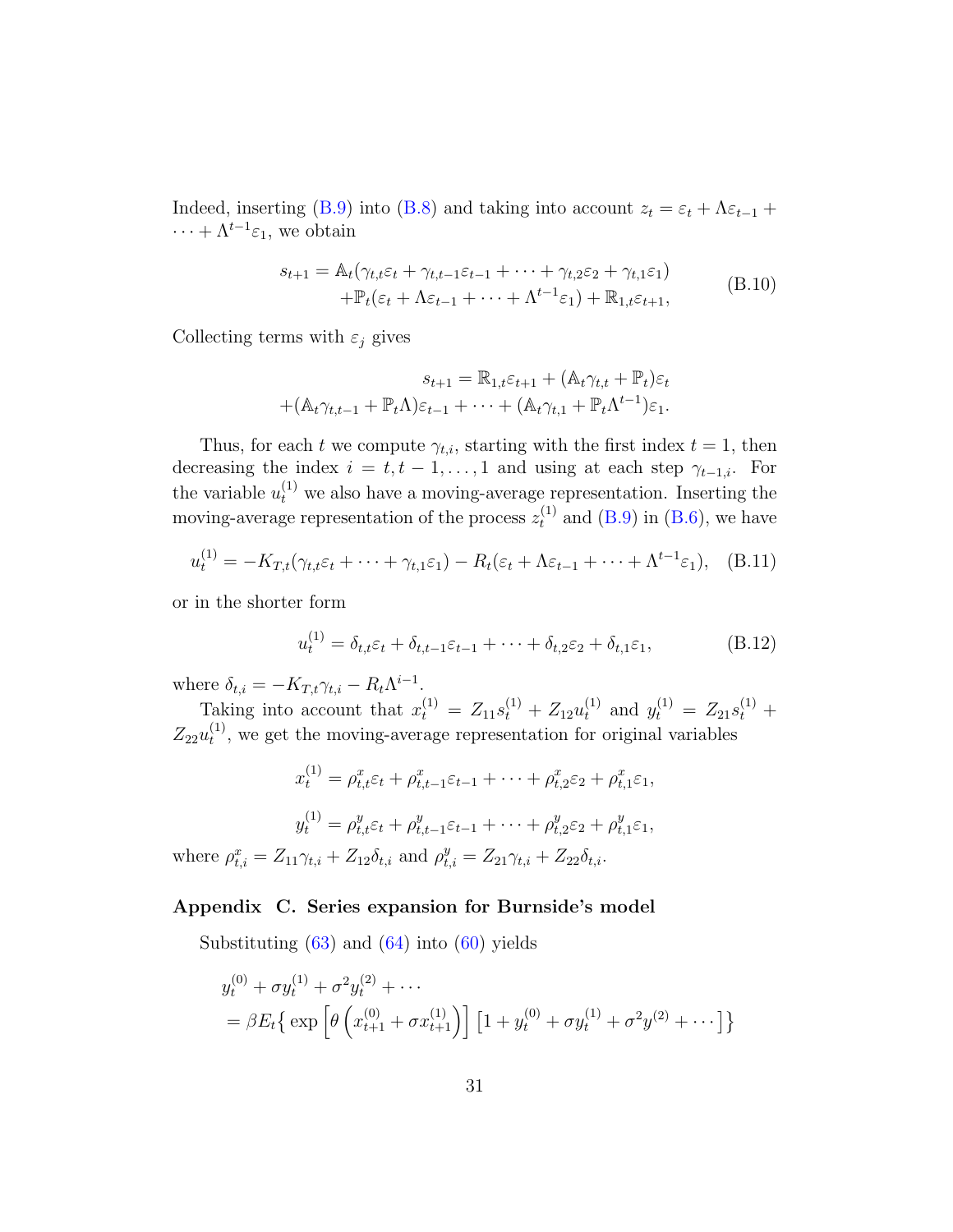Indeed, inserting (B.9) into (B.8) and taking into account $z_t = \varepsilon_t + \Lambda\varepsilon_{t-1} + \cdots + \Lambda^{t-1}\varepsilon_1$, we obtain

$$
\begin{aligned}
s_{t+1} = \mathbb{A}_t(&\gamma_{t,t}\varepsilon_t + \gamma_{t,t-1}\varepsilon_{t-1} + \cdots + \gamma_{t,2}\varepsilon_2 + \gamma_{t,1}\varepsilon_1) \\
&+ \mathbb{P}_t(\varepsilon_t + \Lambda\varepsilon_{t-1} + \cdots + \Lambda^{t-1}\varepsilon_1) + \mathbb{R}_{1,t}\varepsilon_{t+1},
\end{aligned} \tag{B.10}
$$

Collecting terms with $\varepsilon_j$ gives

$$
\begin{aligned}
s_{t+1} = \mathbb{R}_{1,t}\varepsilon_{t+1} + (\mathbb{A}_t\gamma_{t,t} + \mathbb{P}_t)\varepsilon_t \\
+ (\mathbb{A}_t\gamma_{t,t-1} + \mathbb{P}_t\Lambda)\varepsilon_{t-1} + \cdots + (\mathbb{A}_t\gamma_{t,1} + \mathbb{P}_t\Lambda^{t-1})\varepsilon_1.
\end{aligned}
$$

Thus, for each $t$ we compute $\gamma_{t,i}$, starting with the first index $t = 1$, then decreasing the index $i = t, t-1, \ldots, 1$ and using at each step $\gamma_{t-1,i}$. For the variable $u_t^{(1)}$ we also have a moving-average representation. Inserting the moving-average representation of the process $z_t^{(1)}$ and (B.9) in (B.6), we have

$$
u_t^{(1)} = -K_{T,t}(\gamma_{t,t}\varepsilon_t + \cdots + \gamma_{t,1}\varepsilon_1) - R_t(\varepsilon_t + \Lambda\varepsilon_{t-1} + \cdots + \Lambda^{t-1}\varepsilon_1), \tag{B.11}
$$

or in the shorter form

$$
u_t^{(1)} = \delta_{t,t}\varepsilon_t + \delta_{t,t-1}\varepsilon_{t-1} + \cdots + \delta_{t,2}\varepsilon_2 + \delta_{t,1}\varepsilon_1, \tag{B.12}
$$

where $\delta_{t,i} = -K_{T,t}\gamma_{t,i} - R_t\Lambda^{i-1}$.

Taking into account that $x_t^{(1)} = Z_{11}s_t^{(1)} + Z_{12}u_t^{(1)}$ and $y_t^{(1)} = Z_{21}s_t^{(1)} + Z_{22}u_t^{(1)}$, we get the moving-average representation for original variables

$$
x_t^{(1)} = \rho_{t,t}^x\varepsilon_t + \rho_{t,t-1}^x\varepsilon_{t-1} + \cdots + \rho_{t,2}^x\varepsilon_2 + \rho_{t,1}^x\varepsilon_1,
$$

$$
y_t^{(1)} = \rho_{t,t}^y\varepsilon_t + \rho_{t,t-1}^y\varepsilon_{t-1} + \cdots + \rho_{t,2}^y\varepsilon_2 + \rho_{t,1}^y\varepsilon_1,
$$

where $\rho_{t,i}^x = Z_{11}\gamma_{t,i} + Z_{12}\delta_{t,i}$ and $\rho_{t,i}^y = Z_{21}\gamma_{t,i} + Z_{22}\delta_{t,i}$.

## Appendix C. Series expansion for Burnside's model

Substituting (63) and (64) into (60) yields

$$
\begin{aligned}
&y_t^{(0)} + \sigma y_t^{(1)} + \sigma^2 y_t^{(2)} + \cdots \\
&= \beta E_t\Big\{ \exp\Big[\theta\Big(x_{t+1}^{(0)} + \sigma x_{t+1}^{(1)}\Big)\Big]\Big[1 + y_t^{(0)} + \sigma y_t^{(1)} + \sigma^2 y^{(2)} + \cdots\Big]\Big\}
\end{aligned}
$$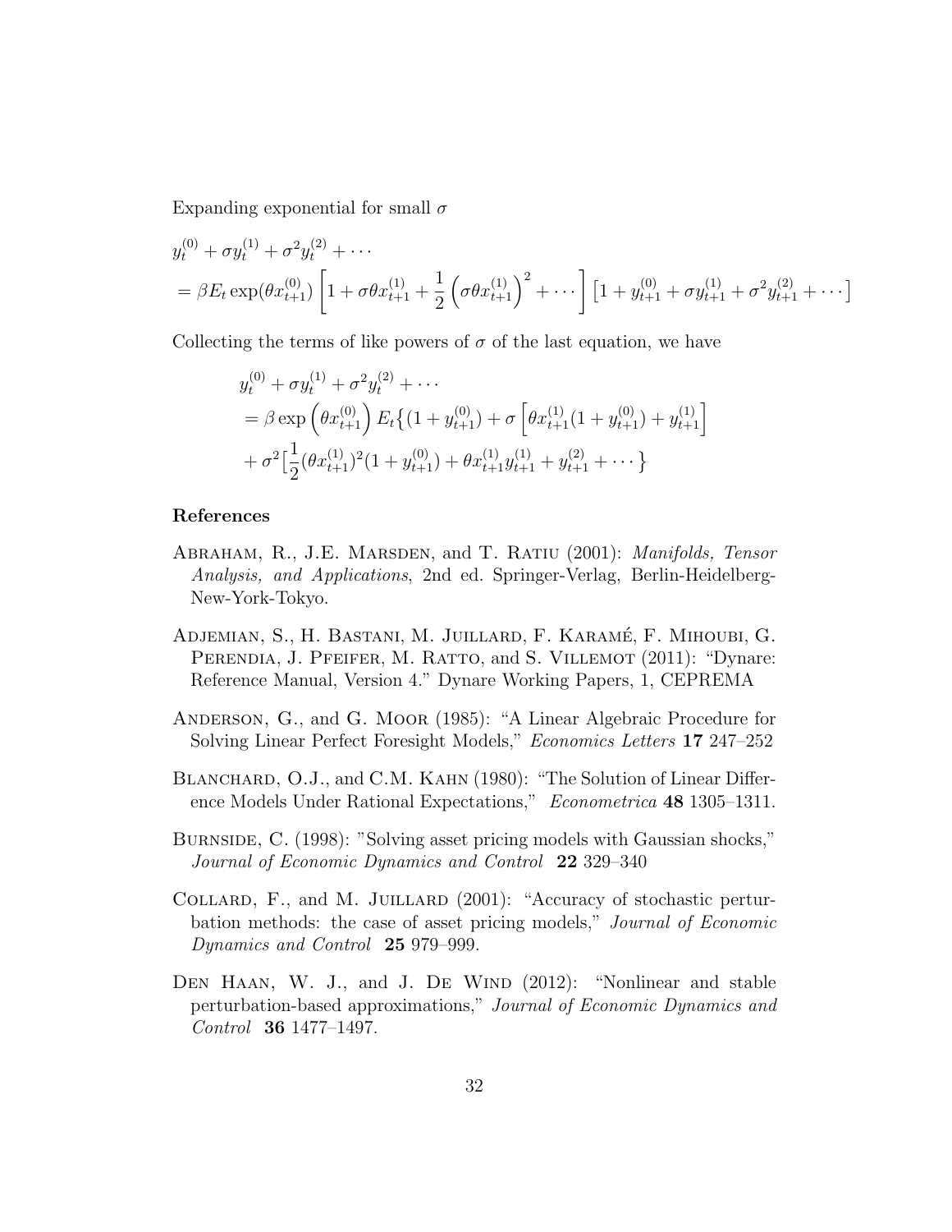Expanding exponential for small $\sigma$

$$
\begin{aligned}
& y_t^{(0)} + \sigma y_t^{(1)} + \sigma^2 y_t^{(2)} + \cdots \\
& = \beta E_t \exp(\theta x_{t+1}^{(0)}) \left[ 1 + \sigma\theta x_{t+1}^{(1)} + \frac{1}{2}\left(\sigma\theta x_{t+1}^{(1)}\right)^2 + \cdots \right] \left[ 1 + y_{t+1}^{(0)} + \sigma y_{t+1}^{(1)} + \sigma^2 y_{t+1}^{(2)} + \cdots \right]
\end{aligned}
$$

Collecting the terms of like powers of $\sigma$ of the last equation, we have

$$
\begin{aligned}
& y_t^{(0)} + \sigma y_t^{(1)} + \sigma^2 y_t^{(2)} + \cdots \\
& = \beta \exp\left(\theta x_{t+1}^{(0)}\right) E_t \big\{ (1 + y_{t+1}^{(0)}) + \sigma \left[ \theta x_{t+1}^{(1)}(1 + y_{t+1}^{(0)}) + y_{t+1}^{(1)} \right] \\
& + \sigma^2 \big[ \frac{1}{2}(\theta x_{t+1}^{(1)})^2 (1 + y_{t+1}^{(0)}) + \theta x_{t+1}^{(1)} y_{t+1}^{(1)} + y_{t+1}^{(2)} + \cdots \big\}
\end{aligned}
$$

## References

Abraham, R., J.E. Marsden, and T. Ratiu (2001): *Manifolds, Tensor Analysis, and Applications*, 2nd ed. Springer-Verlag, Berlin-Heidelberg-New-York-Tokyo.

Adjemian, S., H. Bastani, M. Juillard, F. Karamé, F. Mihoubi, G. Perendia, J. Pfeifer, M. Ratto, and S. Villemot (2011): "Dynare: Reference Manual, Version 4." Dynare Working Papers, 1, CEPREMA

Anderson, G., and G. Moor (1985): "A Linear Algebraic Procedure for Solving Linear Perfect Foresight Models," *Economics Letters* **17** 247–252

Blanchard, O.J., and C.M. Kahn (1980): "The Solution of Linear Difference Models Under Rational Expectations," *Econometrica* **48** 1305–1311.

Burnside, C. (1998): "Solving asset pricing models with Gaussian shocks," *Journal of Economic Dynamics and Control* **22** 329–340

Collard, F., and M. Juillard (2001): "Accuracy of stochastic perturbation methods: the case of asset pricing models," *Journal of Economic Dynamics and Control* **25** 979–999.

Den Haan, W. J., and J. De Wind (2012): "Nonlinear and stable perturbation-based approximations," *Journal of Economic Dynamics and Control* **36** 1477–1497.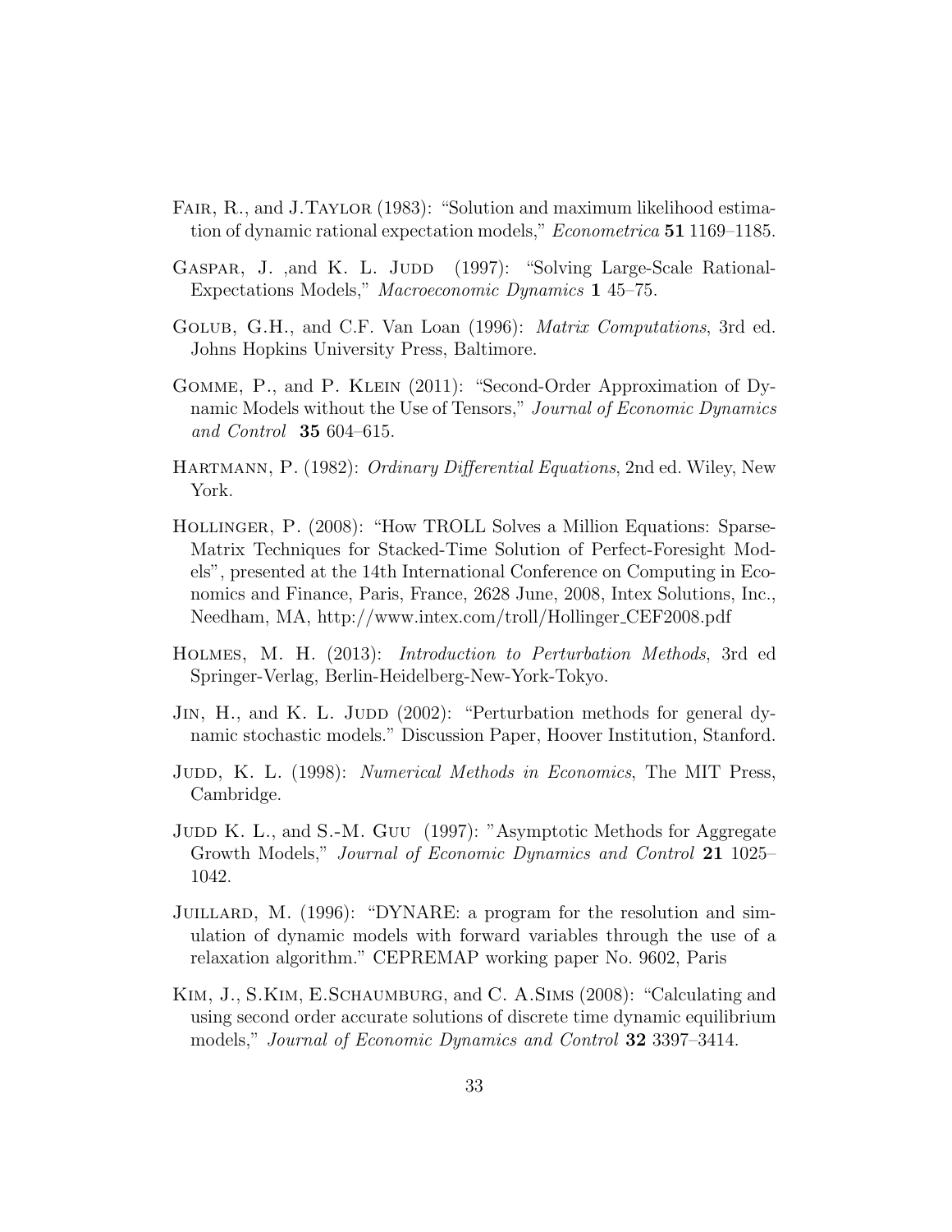Fair, R., and J.Taylor (1983): "Solution and maximum likelihood estimation of dynamic rational expectation models," *Econometrica* **51** 1169–1185.

Gaspar, J. ,and K. L. Judd (1997): "Solving Large-Scale Rational-Expectations Models," *Macroeconomic Dynamics* **1** 45–75.

Golub, G.H., and C.F. Van Loan (1996): *Matrix Computations*, 3rd ed. Johns Hopkins University Press, Baltimore.

Gomme, P., and P. Klein (2011): "Second-Order Approximation of Dynamic Models without the Use of Tensors," *Journal of Economic Dynamics and Control* **35** 604–615.

Hartmann, P. (1982): *Ordinary Differential Equations*, 2nd ed. Wiley, New York.

Hollinger, P. (2008): "How TROLL Solves a Million Equations: Sparse-Matrix Techniques for Stacked-Time Solution of Perfect-Foresight Models", presented at the 14th International Conference on Computing in Economics and Finance, Paris, France, 2628 June, 2008, Intex Solutions, Inc., Needham, MA, http://www.intex.com/troll/Hollinger_CEF2008.pdf

Holmes, M. H. (2013): *Introduction to Perturbation Methods*, 3rd ed Springer-Verlag, Berlin-Heidelberg-New-York-Tokyo.

Jin, H., and K. L. Judd (2002): "Perturbation methods for general dynamic stochastic models." Discussion Paper, Hoover Institution, Stanford.

Judd, K. L. (1998): *Numerical Methods in Economics*, The MIT Press, Cambridge.

Judd K. L., and S.-M. Guu (1997): "Asymptotic Methods for Aggregate Growth Models," *Journal of Economic Dynamics and Control* **21** 1025–1042.

Juillard, M. (1996): "DYNARE: a program for the resolution and simulation of dynamic models with forward variables through the use of a relaxation algorithm." CEPREMAP working paper No. 9602, Paris

Kim, J., S.Kim, E.Schaumburg, and C. A.Sims (2008): "Calculating and using second order accurate solutions of discrete time dynamic equilibrium models," *Journal of Economic Dynamics and Control* **32** 3397–3414.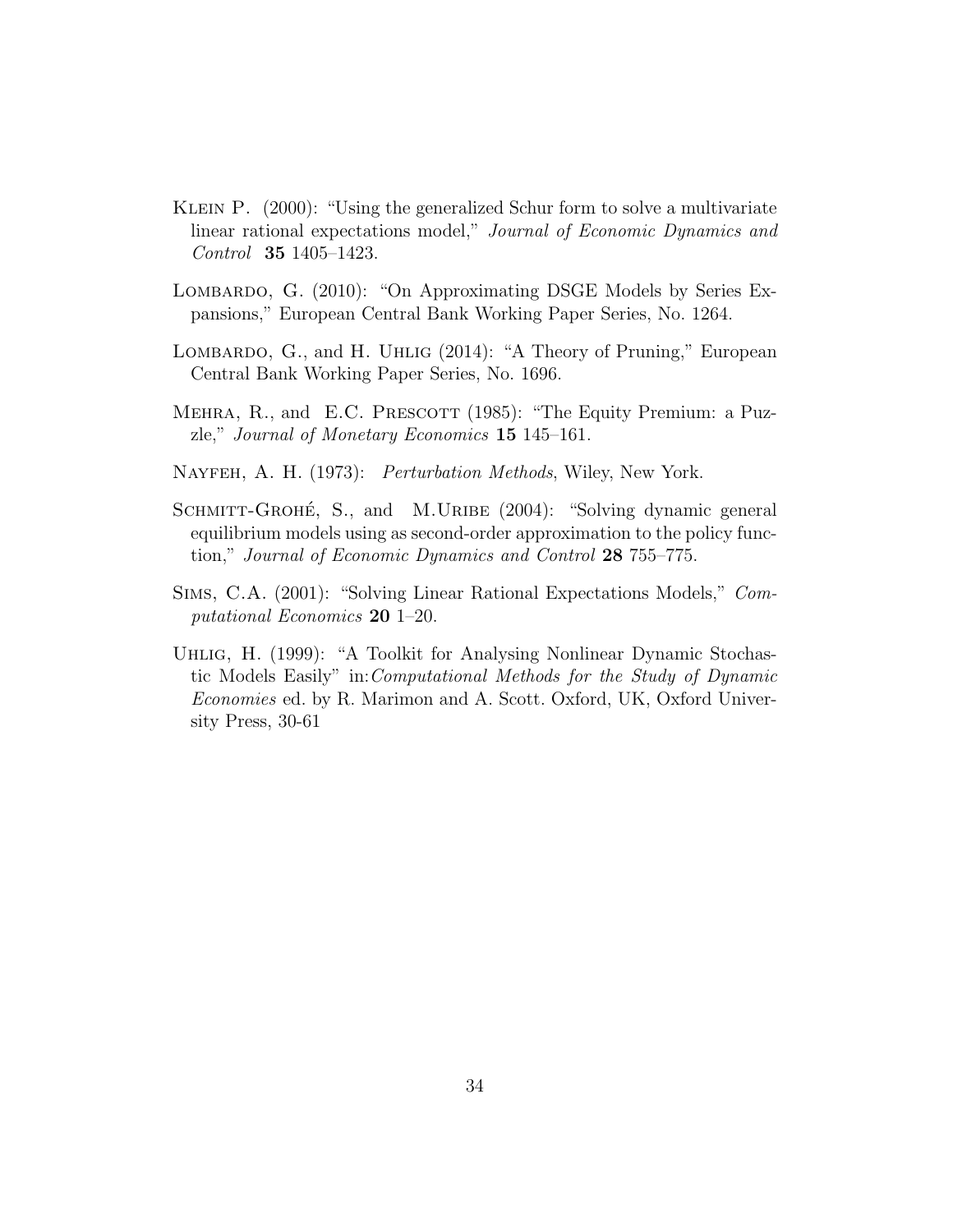Klein P. (2000): "Using the generalized Schur form to solve a multivariate linear rational expectations model," *Journal of Economic Dynamics and Control* **35** 1405–1423.

Lombardo, G. (2010): "On Approximating DSGE Models by Series Expansions," European Central Bank Working Paper Series, No. 1264.

Lombardo, G., and H. Uhlig (2014): "A Theory of Pruning," European Central Bank Working Paper Series, No. 1696.

Mehra, R., and E.C. Prescott (1985): "The Equity Premium: a Puzzle," *Journal of Monetary Economics* **15** 145–161.

Nayfeh, A. H. (1973): *Perturbation Methods*, Wiley, New York.

Schmitt-Grohé, S., and M.Uribe (2004): "Solving dynamic general equilibrium models using as second-order approximation to the policy function," *Journal of Economic Dynamics and Control* **28** 755–775.

Sims, C.A. (2001): "Solving Linear Rational Expectations Models," *Computational Economics* **20** 1–20.

Uhlig, H. (1999): "A Toolkit for Analysing Nonlinear Dynamic Stochastic Models Easily" in:*Computational Methods for the Study of Dynamic Economies* ed. by R. Marimon and A. Scott. Oxford, UK, Oxford University Press, 30-61